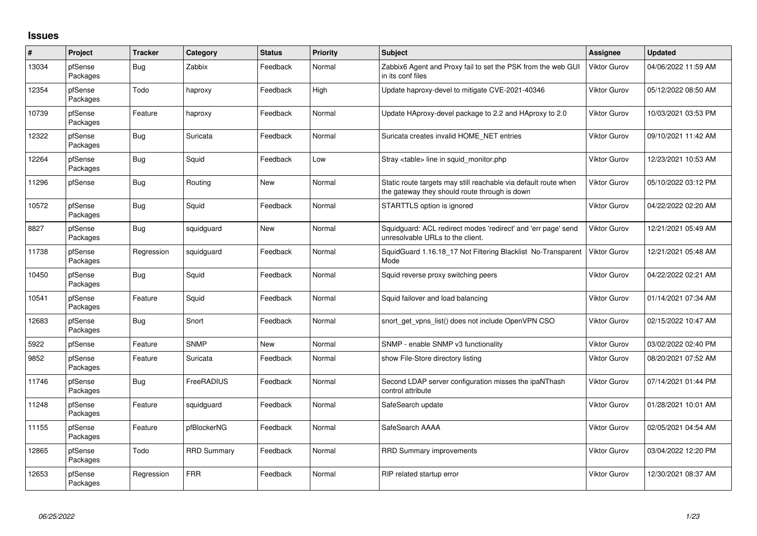## Issues

| # | Project | Tracker | Category | Status | Priority | Subject | Assignee | Updated |
|---|---|---|---|---|---|---|---|---|
| 13034 | pfSense Packages | Bug | Zabbix | Feedback | Normal | Zabbix6 Agent and Proxy fail to set the PSK from the web GUI in its conf files | Viktor Gurov | 04/06/2022 11:59 AM |
| 12354 | pfSense Packages | Todo | haproxy | Feedback | High | Update haproxy-devel to mitigate CVE-2021-40346 | Viktor Gurov | 05/12/2022 08:50 AM |
| 10739 | pfSense Packages | Feature | haproxy | Feedback | Normal | Update HAproxy-devel package to 2.2 and HAproxy to 2.0 | Viktor Gurov | 10/03/2021 03:53 PM |
| 12322 | pfSense Packages | Bug | Suricata | Feedback | Normal | Suricata creates invalid HOME_NET entries | Viktor Gurov | 09/10/2021 11:42 AM |
| 12264 | pfSense Packages | Bug | Squid | Feedback | Low | Stray <table> line in squid_monitor.php | Viktor Gurov | 12/23/2021 10:53 AM |
| 11296 | pfSense | Bug | Routing | New | Normal | Static route targets may still reachable via default route when the gateway they should route through is down | Viktor Gurov | 05/10/2022 03:12 PM |
| 10572 | pfSense Packages | Bug | Squid | Feedback | Normal | STARTTLS option is ignored | Viktor Gurov | 04/22/2022 02:20 AM |
| 8827 | pfSense Packages | Bug | squidguard | New | Normal | Squidguard: ACL redirect modes 'redirect' and 'err page' send unresolvable URLs to the client. | Viktor Gurov | 12/21/2021 05:49 AM |
| 11738 | pfSense Packages | Regression | squidguard | Feedback | Normal | SquidGuard 1.16.18_17 Not Filtering Blacklist No-Transparent Mode | Viktor Gurov | 12/21/2021 05:48 AM |
| 10450 | pfSense Packages | Bug | Squid | Feedback | Normal | Squid reverse proxy switching peers | Viktor Gurov | 04/22/2022 02:21 AM |
| 10541 | pfSense Packages | Feature | Squid | Feedback | Normal | Squid failover and load balancing | Viktor Gurov | 01/14/2021 07:34 AM |
| 12683 | pfSense Packages | Bug | Snort | Feedback | Normal | snort_get_vpns_list() does not include OpenVPN CSO | Viktor Gurov | 02/15/2022 10:47 AM |
| 5922 | pfSense | Feature | SNMP | New | Normal | SNMP - enable SNMP v3 functionality | Viktor Gurov | 03/02/2022 02:40 PM |
| 9852 | pfSense Packages | Feature | Suricata | Feedback | Normal | show File-Store directory listing | Viktor Gurov | 08/20/2021 07:52 AM |
| 11746 | pfSense Packages | Bug | FreeRADIUS | Feedback | Normal | Second LDAP server configuration misses the ipaNThash control attribute | Viktor Gurov | 07/14/2021 01:44 PM |
| 11248 | pfSense Packages | Feature | squidguard | Feedback | Normal | SafeSearch update | Viktor Gurov | 01/28/2021 10:01 AM |
| 11155 | pfSense Packages | Feature | pfBlockerNG | Feedback | Normal | SafeSearch AAAA | Viktor Gurov | 02/05/2021 04:54 AM |
| 12865 | pfSense Packages | Todo | RRD Summary | Feedback | Normal | RRD Summary improvements | Viktor Gurov | 03/04/2022 12:20 PM |
| 12653 | pfSense Packages | Regression | FRR | Feedback | Normal | RIP related startup error | Viktor Gurov | 12/30/2021 08:37 AM |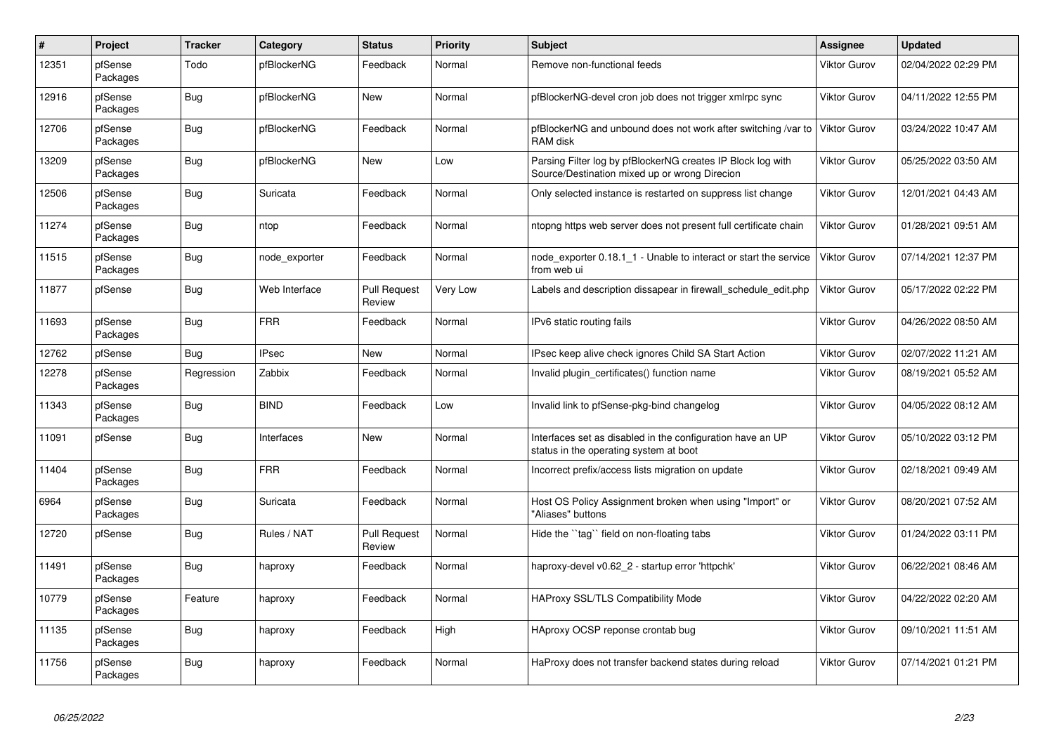| # | Project | Tracker | Category | Status | Priority | Subject | Assignee | Updated |
|---|---|---|---|---|---|---|---|---|
| 12351 | pfSense Packages | Todo | pfBlockerNG | Feedback | Normal | Remove non-functional feeds | Viktor Gurov | 02/04/2022 02:29 PM |
| 12916 | pfSense Packages | Bug | pfBlockerNG | New | Normal | pfBlockerNG-devel cron job does not trigger xmlrpc sync | Viktor Gurov | 04/11/2022 12:55 PM |
| 12706 | pfSense Packages | Bug | pfBlockerNG | Feedback | Normal | pfBlockerNG and unbound does not work after switching /var to RAM disk | Viktor Gurov | 03/24/2022 10:47 AM |
| 13209 | pfSense Packages | Bug | pfBlockerNG | New | Low | Parsing Filter log by pfBlockerNG creates IP Block log with Source/Destination mixed up or wrong Direcion | Viktor Gurov | 05/25/2022 03:50 AM |
| 12506 | pfSense Packages | Bug | Suricata | Feedback | Normal | Only selected instance is restarted on suppress list change | Viktor Gurov | 12/01/2021 04:43 AM |
| 11274 | pfSense Packages | Bug | ntop | Feedback | Normal | ntopng https web server does not present full certificate chain | Viktor Gurov | 01/28/2021 09:51 AM |
| 11515 | pfSense Packages | Bug | node_exporter | Feedback | Normal | node_exporter 0.18.1_1 - Unable to interact or start the service from web ui | Viktor Gurov | 07/14/2021 12:37 PM |
| 11877 | pfSense | Bug | Web Interface | Pull Request Review | Very Low | Labels and description dissapear in firewall_schedule_edit.php | Viktor Gurov | 05/17/2022 02:22 PM |
| 11693 | pfSense Packages | Bug | FRR | Feedback | Normal | IPv6 static routing fails | Viktor Gurov | 04/26/2022 08:50 AM |
| 12762 | pfSense | Bug | IPsec | New | Normal | IPsec keep alive check ignores Child SA Start Action | Viktor Gurov | 02/07/2022 11:21 AM |
| 12278 | pfSense Packages | Regression | Zabbix | Feedback | Normal | Invalid plugin_certificates() function name | Viktor Gurov | 08/19/2021 05:52 AM |
| 11343 | pfSense Packages | Bug | BIND | Feedback | Low | Invalid link to pfSense-pkg-bind changelog | Viktor Gurov | 04/05/2022 08:12 AM |
| 11091 | pfSense | Bug | Interfaces | New | Normal | Interfaces set as disabled in the configuration have an UP status in the operating system at boot | Viktor Gurov | 05/10/2022 03:12 PM |
| 11404 | pfSense Packages | Bug | FRR | Feedback | Normal | Incorrect prefix/access lists migration on update | Viktor Gurov | 02/18/2021 09:49 AM |
| 6964 | pfSense Packages | Bug | Suricata | Feedback | Normal | Host OS Policy Assignment broken when using "Import" or "Aliases" buttons | Viktor Gurov | 08/20/2021 07:52 AM |
| 12720 | pfSense | Bug | Rules / NAT | Pull Request Review | Normal | Hide the ``tag`` field on non-floating tabs | Viktor Gurov | 01/24/2022 03:11 PM |
| 11491 | pfSense Packages | Bug | haproxy | Feedback | Normal | haproxy-devel v0.62_2 - startup error 'httpchk' | Viktor Gurov | 06/22/2021 08:46 AM |
| 10779 | pfSense Packages | Feature | haproxy | Feedback | Normal | HAProxy SSL/TLS Compatibility Mode | Viktor Gurov | 04/22/2022 02:20 AM |
| 11135 | pfSense Packages | Bug | haproxy | Feedback | High | HAproxy OCSP reponse crontab bug | Viktor Gurov | 09/10/2021 11:51 AM |
| 11756 | pfSense Packages | Bug | haproxy | Feedback | Normal | HaProxy does not transfer backend states during reload | Viktor Gurov | 07/14/2021 01:21 PM |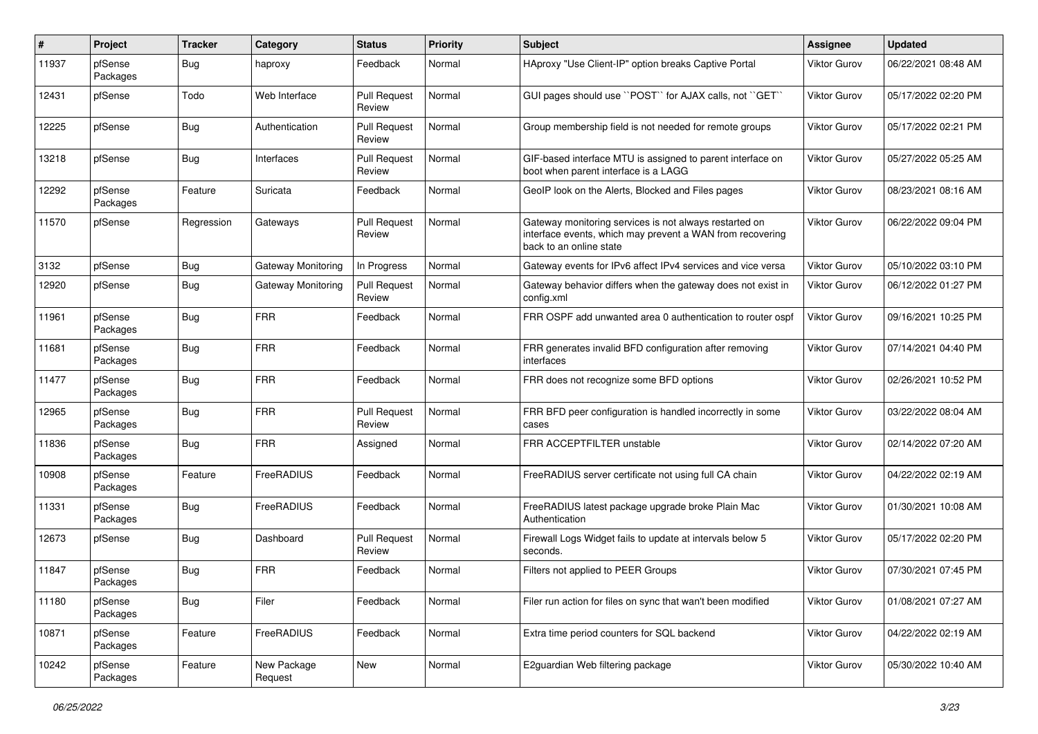| # | Project | Tracker | Category | Status | Priority | Subject | Assignee | Updated |
|---|---|---|---|---|---|---|---|---|
| 11937 | pfSense Packages | Bug | haproxy | Feedback | Normal | HAproxy "Use Client-IP" option breaks Captive Portal | Viktor Gurov | 06/22/2021 08:48 AM |
| 12431 | pfSense | Todo | Web Interface | Pull Request Review | Normal | GUI pages should use ``POST`` for AJAX calls, not ``GET`` | Viktor Gurov | 05/17/2022 02:20 PM |
| 12225 | pfSense | Bug | Authentication | Pull Request Review | Normal | Group membership field is not needed for remote groups | Viktor Gurov | 05/17/2022 02:21 PM |
| 13218 | pfSense | Bug | Interfaces | Pull Request Review | Normal | GIF-based interface MTU is assigned to parent interface on boot when parent interface is a LAGG | Viktor Gurov | 05/27/2022 05:25 AM |
| 12292 | pfSense Packages | Feature | Suricata | Feedback | Normal | GeoIP look on the Alerts, Blocked and Files pages | Viktor Gurov | 08/23/2021 08:16 AM |
| 11570 | pfSense | Regression | Gateways | Pull Request Review | Normal | Gateway monitoring services is not always restarted on interface events, which may prevent a WAN from recovering back to an online state | Viktor Gurov | 06/22/2022 09:04 PM |
| 3132 | pfSense | Bug | Gateway Monitoring | In Progress | Normal | Gateway events for IPv6 affect IPv4 services and vice versa | Viktor Gurov | 05/10/2022 03:10 PM |
| 12920 | pfSense | Bug | Gateway Monitoring | Pull Request Review | Normal | Gateway behavior differs when the gateway does not exist in config.xml | Viktor Gurov | 06/12/2022 01:27 PM |
| 11961 | pfSense Packages | Bug | FRR | Feedback | Normal | FRR OSPF add unwanted area 0 authentication to router ospf | Viktor Gurov | 09/16/2021 10:25 PM |
| 11681 | pfSense Packages | Bug | FRR | Feedback | Normal | FRR generates invalid BFD configuration after removing interfaces | Viktor Gurov | 07/14/2021 04:40 PM |
| 11477 | pfSense Packages | Bug | FRR | Feedback | Normal | FRR does not recognize some BFD options | Viktor Gurov | 02/26/2021 10:52 PM |
| 12965 | pfSense Packages | Bug | FRR | Pull Request Review | Normal | FRR BFD peer configuration is handled incorrectly in some cases | Viktor Gurov | 03/22/2022 08:04 AM |
| 11836 | pfSense Packages | Bug | FRR | Assigned | Normal | FRR ACCEPTFILTER unstable | Viktor Gurov | 02/14/2022 07:20 AM |
| 10908 | pfSense Packages | Feature | FreeRADIUS | Feedback | Normal | FreeRADIUS server certificate not using full CA chain | Viktor Gurov | 04/22/2022 02:19 AM |
| 11331 | pfSense Packages | Bug | FreeRADIUS | Feedback | Normal | FreeRADIUS latest package upgrade broke Plain Mac Authentication | Viktor Gurov | 01/30/2021 10:08 AM |
| 12673 | pfSense | Bug | Dashboard | Pull Request Review | Normal | Firewall Logs Widget fails to update at intervals below 5 seconds. | Viktor Gurov | 05/17/2022 02:20 PM |
| 11847 | pfSense Packages | Bug | FRR | Feedback | Normal | Filters not applied to PEER Groups | Viktor Gurov | 07/30/2021 07:45 PM |
| 11180 | pfSense Packages | Bug | Filer | Feedback | Normal | Filer run action for files on sync that wan't been modified | Viktor Gurov | 01/08/2021 07:27 AM |
| 10871 | pfSense Packages | Feature | FreeRADIUS | Feedback | Normal | Extra time period counters for SQL backend | Viktor Gurov | 04/22/2022 02:19 AM |
| 10242 | pfSense Packages | Feature | New Package Request | New | Normal | E2guardian Web filtering package | Viktor Gurov | 05/30/2022 10:40 AM |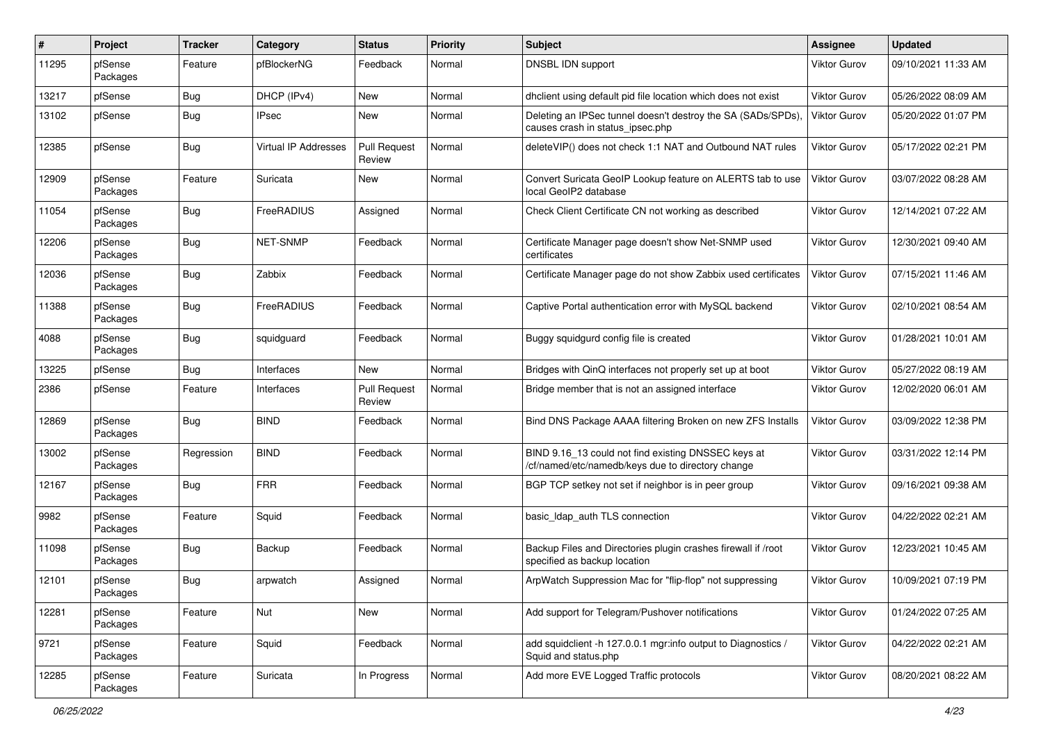| # | Project | Tracker | Category | Status | Priority | Subject | Assignee | Updated |
|---|---|---|---|---|---|---|---|---|
| 11295 | pfSense Packages | Feature | pfBlockerNG | Feedback | Normal | DNSBL IDN support | Viktor Gurov | 09/10/2021 11:33 AM |
| 13217 | pfSense | Bug | DHCP (IPv4) | New | Normal | dhclient using default pid file location which does not exist | Viktor Gurov | 05/26/2022 08:09 AM |
| 13102 | pfSense | Bug | IPsec | New | Normal | Deleting an IPSec tunnel doesn't destroy the SA (SADs/SPDs), causes crash in status_ipsec.php | Viktor Gurov | 05/20/2022 01:07 PM |
| 12385 | pfSense | Bug | Virtual IP Addresses | Pull Request Review | Normal | deleteVIP() does not check 1:1 NAT and Outbound NAT rules | Viktor Gurov | 05/17/2022 02:21 PM |
| 12909 | pfSense Packages | Feature | Suricata | New | Normal | Convert Suricata GeoIP Lookup feature on ALERTS tab to use local GeoIP2 database | Viktor Gurov | 03/07/2022 08:28 AM |
| 11054 | pfSense Packages | Bug | FreeRADIUS | Assigned | Normal | Check Client Certificate CN not working as described | Viktor Gurov | 12/14/2021 07:22 AM |
| 12206 | pfSense Packages | Bug | NET-SNMP | Feedback | Normal | Certificate Manager page doesn't show Net-SNMP used certificates | Viktor Gurov | 12/30/2021 09:40 AM |
| 12036 | pfSense Packages | Bug | Zabbix | Feedback | Normal | Certificate Manager page do not show Zabbix used certificates | Viktor Gurov | 07/15/2021 11:46 AM |
| 11388 | pfSense Packages | Bug | FreeRADIUS | Feedback | Normal | Captive Portal authentication error with MySQL backend | Viktor Gurov | 02/10/2021 08:54 AM |
| 4088 | pfSense Packages | Bug | squidguard | Feedback | Normal | Buggy squidgurd config file is created | Viktor Gurov | 01/28/2021 10:01 AM |
| 13225 | pfSense | Bug | Interfaces | New | Normal | Bridges with QinQ interfaces not properly set up at boot | Viktor Gurov | 05/27/2022 08:19 AM |
| 2386 | pfSense | Feature | Interfaces | Pull Request Review | Normal | Bridge member that is not an assigned interface | Viktor Gurov | 12/02/2020 06:01 AM |
| 12869 | pfSense Packages | Bug | BIND | Feedback | Normal | Bind DNS Package AAAA filtering Broken on new ZFS Installs | Viktor Gurov | 03/09/2022 12:38 PM |
| 13002 | pfSense Packages | Regression | BIND | Feedback | Normal | BIND 9.16_13 could not find existing DNSSEC keys at /cf/named/etc/namedb/keys due to directory change | Viktor Gurov | 03/31/2022 12:14 PM |
| 12167 | pfSense Packages | Bug | FRR | Feedback | Normal | BGP TCP setkey not set if neighbor is in peer group | Viktor Gurov | 09/16/2021 09:38 AM |
| 9982 | pfSense Packages | Feature | Squid | Feedback | Normal | basic_ldap_auth TLS connection | Viktor Gurov | 04/22/2022 02:21 AM |
| 11098 | pfSense Packages | Bug | Backup | Feedback | Normal | Backup Files and Directories plugin crashes firewall if /root specified as backup location | Viktor Gurov | 12/23/2021 10:45 AM |
| 12101 | pfSense Packages | Bug | arpwatch | Assigned | Normal | ArpWatch Suppression Mac for "flip-flop" not suppressing | Viktor Gurov | 10/09/2021 07:19 PM |
| 12281 | pfSense Packages | Feature | Nut | New | Normal | Add support for Telegram/Pushover notifications | Viktor Gurov | 01/24/2022 07:25 AM |
| 9721 | pfSense Packages | Feature | Squid | Feedback | Normal | add squidclient -h 127.0.0.1 mgr:info output to Diagnostics / Squid and status.php | Viktor Gurov | 04/22/2022 02:21 AM |
| 12285 | pfSense Packages | Feature | Suricata | In Progress | Normal | Add more EVE Logged Traffic protocols | Viktor Gurov | 08/20/2021 08:22 AM |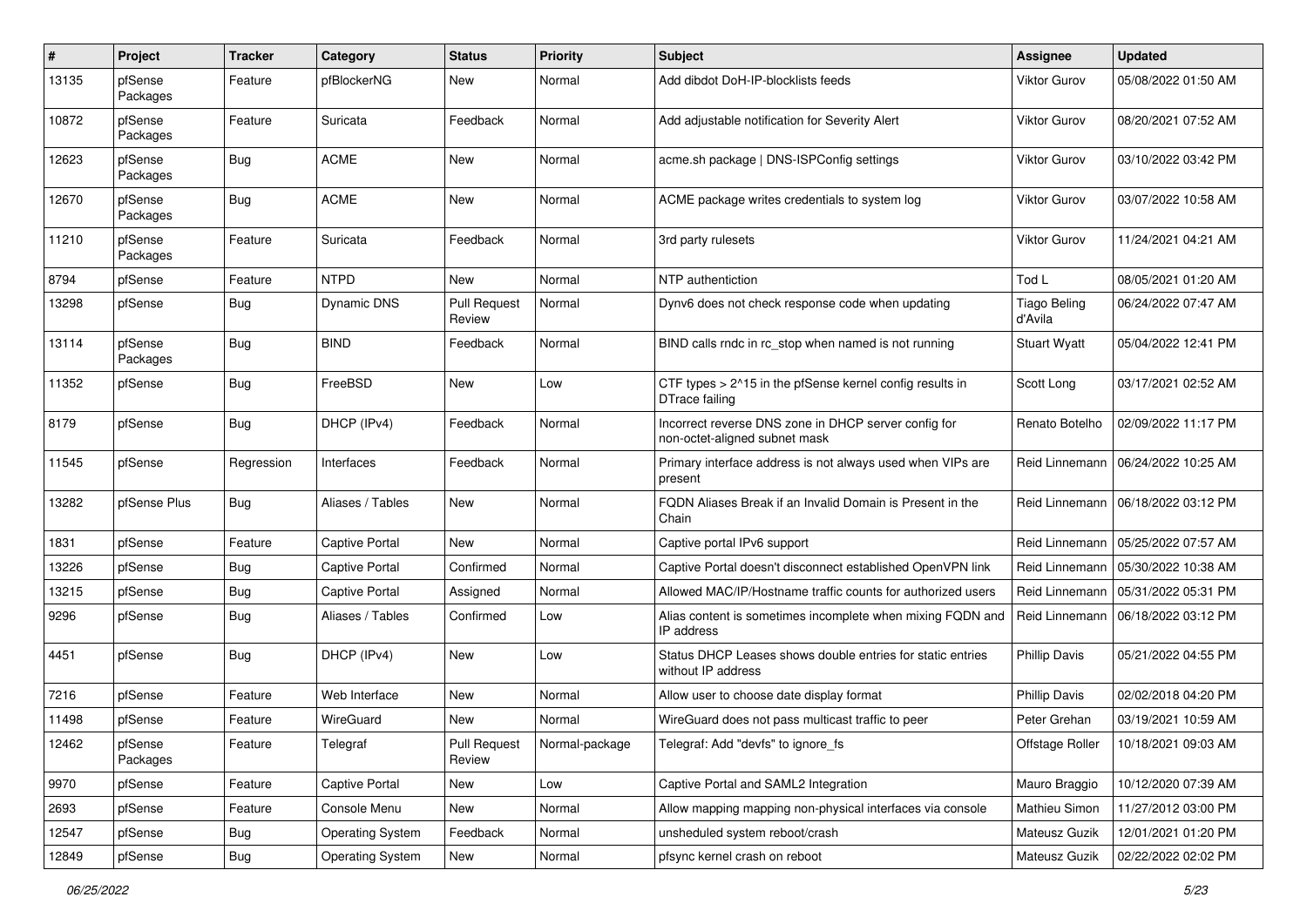| # | Project | Tracker | Category | Status | Priority | Subject | Assignee | Updated |
|---|---|---|---|---|---|---|---|---|
| 13135 | pfSense Packages | Feature | pfBlockerNG | New | Normal | Add dibdot DoH-IP-blocklists feeds | Viktor Gurov | 05/08/2022 01:50 AM |
| 10872 | pfSense Packages | Feature | Suricata | Feedback | Normal | Add adjustable notification for Severity Alert | Viktor Gurov | 08/20/2021 07:52 AM |
| 12623 | pfSense Packages | Bug | ACME | New | Normal | acme.sh package \| DNS-ISPConfig settings | Viktor Gurov | 03/10/2022 03:42 PM |
| 12670 | pfSense Packages | Bug | ACME | New | Normal | ACME package writes credentials to system log | Viktor Gurov | 03/07/2022 10:58 AM |
| 11210 | pfSense Packages | Feature | Suricata | Feedback | Normal | 3rd party rulesets | Viktor Gurov | 11/24/2021 04:21 AM |
| 8794 | pfSense | Feature | NTPD | New | Normal | NTP authentiction | Tod L | 08/05/2021 01:20 AM |
| 13298 | pfSense | Bug | Dynamic DNS | Pull Request Review | Normal | Dynv6 does not check response code when updating | Tiago Beling d'Avila | 06/24/2022 07:47 AM |
| 13114 | pfSense Packages | Bug | BIND | Feedback | Normal | BIND calls rndc in rc_stop when named is not running | Stuart Wyatt | 05/04/2022 12:41 PM |
| 11352 | pfSense | Bug | FreeBSD | New | Low | CTF types > 2^15 in the pfSense kernel config results in DTrace failing | Scott Long | 03/17/2021 02:52 AM |
| 8179 | pfSense | Bug | DHCP (IPv4) | Feedback | Normal | Incorrect reverse DNS zone in DHCP server config for non-octet-aligned subnet mask | Renato Botelho | 02/09/2022 11:17 PM |
| 11545 | pfSense | Regression | Interfaces | Feedback | Normal | Primary interface address is not always used when VIPs are present | Reid Linnemann | 06/24/2022 10:25 AM |
| 13282 | pfSense Plus | Bug | Aliases / Tables | New | Normal | FQDN Aliases Break if an Invalid Domain is Present in the Chain | Reid Linnemann | 06/18/2022 03:12 PM |
| 1831 | pfSense | Feature | Captive Portal | New | Normal | Captive portal IPv6 support | Reid Linnemann | 05/25/2022 07:57 AM |
| 13226 | pfSense | Bug | Captive Portal | Confirmed | Normal | Captive Portal doesn't disconnect established OpenVPN link | Reid Linnemann | 05/30/2022 10:38 AM |
| 13215 | pfSense | Bug | Captive Portal | Assigned | Normal | Allowed MAC/IP/Hostname traffic counts for authorized users | Reid Linnemann | 05/31/2022 05:31 PM |
| 9296 | pfSense | Bug | Aliases / Tables | Confirmed | Low | Alias content is sometimes incomplete when mixing FQDN and IP address | Reid Linnemann | 06/18/2022 03:12 PM |
| 4451 | pfSense | Bug | DHCP (IPv4) | New | Low | Status DHCP Leases shows double entries for static entries without IP address | Phillip Davis | 05/21/2022 04:55 PM |
| 7216 | pfSense | Feature | Web Interface | New | Normal | Allow user to choose date display format | Phillip Davis | 02/02/2018 04:20 PM |
| 11498 | pfSense | Feature | WireGuard | New | Normal | WireGuard does not pass multicast traffic to peer | Peter Grehan | 03/19/2021 10:59 AM |
| 12462 | pfSense Packages | Feature | Telegraf | Pull Request Review | Normal-package | Telegraf: Add "devfs" to ignore_fs | Offstage Roller | 10/18/2021 09:03 AM |
| 9970 | pfSense | Feature | Captive Portal | New | Low | Captive Portal and SAML2 Integration | Mauro Braggio | 10/12/2020 07:39 AM |
| 2693 | pfSense | Feature | Console Menu | New | Normal | Allow mapping mapping non-physical interfaces via console | Mathieu Simon | 11/27/2012 03:00 PM |
| 12547 | pfSense | Bug | Operating System | Feedback | Normal | unsheduled system reboot/crash | Mateusz Guzik | 12/01/2021 01:20 PM |
| 12849 | pfSense | Bug | Operating System | New | Normal | pfsync kernel crash on reboot | Mateusz Guzik | 02/22/2022 02:02 PM |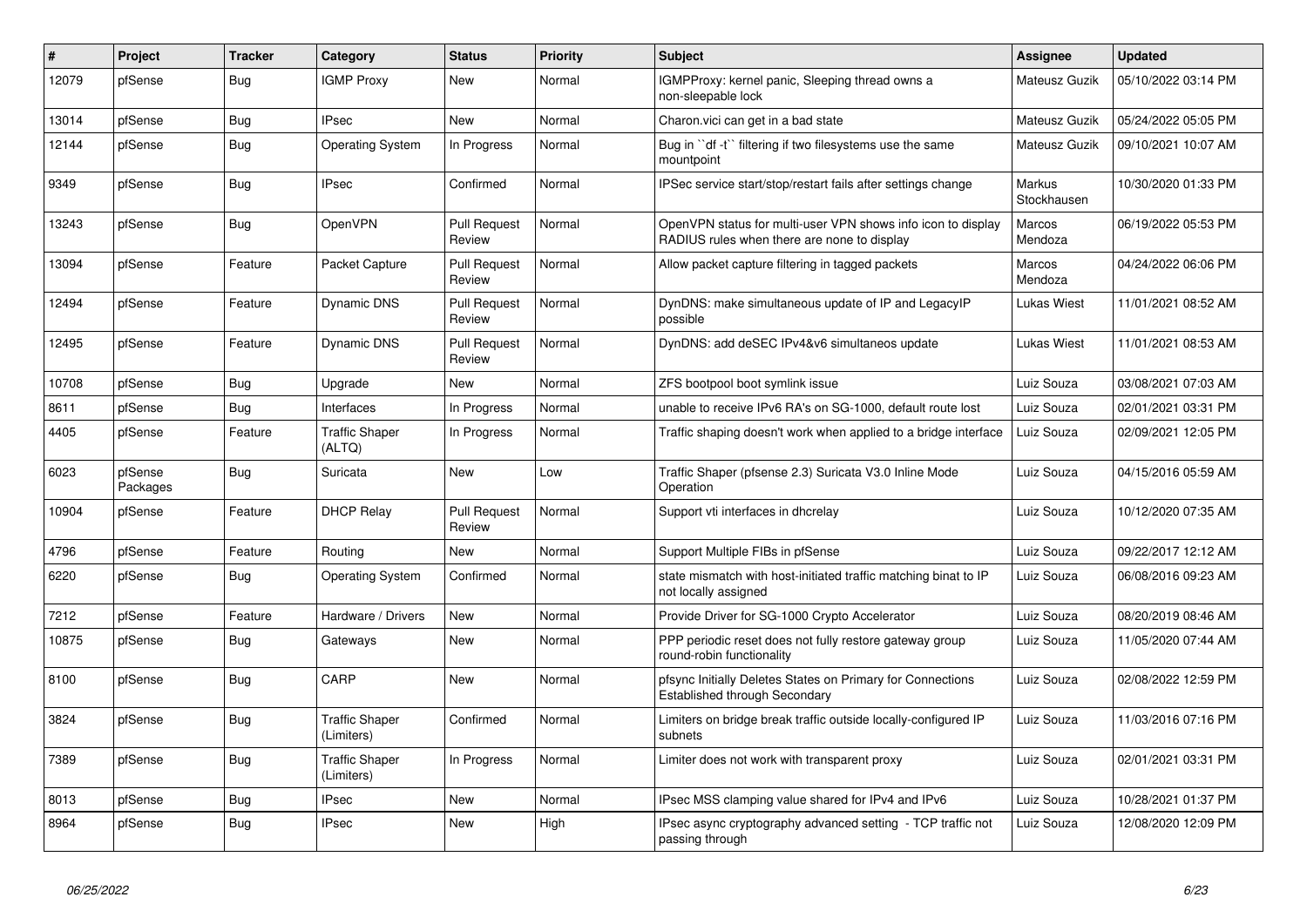| # | Project | Tracker | Category | Status | Priority | Subject | Assignee | Updated |
|---|---|---|---|---|---|---|---|---|
| 12079 | pfSense | Bug | IGMP Proxy | New | Normal | IGMPProxy: kernel panic, Sleeping thread owns a non-sleepable lock | Mateusz Guzik | 05/10/2022 03:14 PM |
| 13014 | pfSense | Bug | IPsec | New | Normal | Charon.vici can get in a bad state | Mateusz Guzik | 05/24/2022 05:05 PM |
| 12144 | pfSense | Bug | Operating System | In Progress | Normal | Bug in ``df -t`` filtering if two filesystems use the same mountpoint | Mateusz Guzik | 09/10/2021 10:07 AM |
| 9349 | pfSense | Bug | IPsec | Confirmed | Normal | IPSec service start/stop/restart fails after settings change | Markus Stockhausen | 10/30/2020 01:33 PM |
| 13243 | pfSense | Bug | OpenVPN | Pull Request Review | Normal | OpenVPN status for multi-user VPN shows info icon to display RADIUS rules when there are none to display | Marcos Mendoza | 06/19/2022 05:53 PM |
| 13094 | pfSense | Feature | Packet Capture | Pull Request Review | Normal | Allow packet capture filtering in tagged packets | Marcos Mendoza | 04/24/2022 06:06 PM |
| 12494 | pfSense | Feature | Dynamic DNS | Pull Request Review | Normal | DynDNS: make simultaneous update of IP and LegacyIP possible | Lukas Wiest | 11/01/2021 08:52 AM |
| 12495 | pfSense | Feature | Dynamic DNS | Pull Request Review | Normal | DynDNS: add deSEC IPv4&v6 simultaneos update | Lukas Wiest | 11/01/2021 08:53 AM |
| 10708 | pfSense | Bug | Upgrade | New | Normal | ZFS bootpool boot symlink issue | Luiz Souza | 03/08/2021 07:03 AM |
| 8611 | pfSense | Bug | Interfaces | In Progress | Normal | unable to receive IPv6 RA's on SG-1000, default route lost | Luiz Souza | 02/01/2021 03:31 PM |
| 4405 | pfSense | Feature | Traffic Shaper (ALTQ) | In Progress | Normal | Traffic shaping doesn't work when applied to a bridge interface | Luiz Souza | 02/09/2021 12:05 PM |
| 6023 | pfSense Packages | Bug | Suricata | New | Low | Traffic Shaper (pfsense 2.3) Suricata V3.0 Inline Mode Operation | Luiz Souza | 04/15/2016 05:59 AM |
| 10904 | pfSense | Feature | DHCP Relay | Pull Request Review | Normal | Support vti interfaces in dhcrelay | Luiz Souza | 10/12/2020 07:35 AM |
| 4796 | pfSense | Feature | Routing | New | Normal | Support Multiple FIBs in pfSense | Luiz Souza | 09/22/2017 12:12 AM |
| 6220 | pfSense | Bug | Operating System | Confirmed | Normal | state mismatch with host-initiated traffic matching binat to IP not locally assigned | Luiz Souza | 06/08/2016 09:23 AM |
| 7212 | pfSense | Feature | Hardware / Drivers | New | Normal | Provide Driver for SG-1000 Crypto Accelerator | Luiz Souza | 08/20/2019 08:46 AM |
| 10875 | pfSense | Bug | Gateways | New | Normal | PPP periodic reset does not fully restore gateway group round-robin functionality | Luiz Souza | 11/05/2020 07:44 AM |
| 8100 | pfSense | Bug | CARP | New | Normal | pfsync Initially Deletes States on Primary for Connections Established through Secondary | Luiz Souza | 02/08/2022 12:59 PM |
| 3824 | pfSense | Bug | Traffic Shaper (Limiters) | Confirmed | Normal | Limiters on bridge break traffic outside locally-configured IP subnets | Luiz Souza | 11/03/2016 07:16 PM |
| 7389 | pfSense | Bug | Traffic Shaper (Limiters) | In Progress | Normal | Limiter does not work with transparent proxy | Luiz Souza | 02/01/2021 03:31 PM |
| 8013 | pfSense | Bug | IPsec | New | Normal | IPsec MSS clamping value shared for IPv4 and IPv6 | Luiz Souza | 10/28/2021 01:37 PM |
| 8964 | pfSense | Bug | IPsec | New | High | IPsec async cryptography advanced setting - TCP traffic not passing through | Luiz Souza | 12/08/2020 12:09 PM |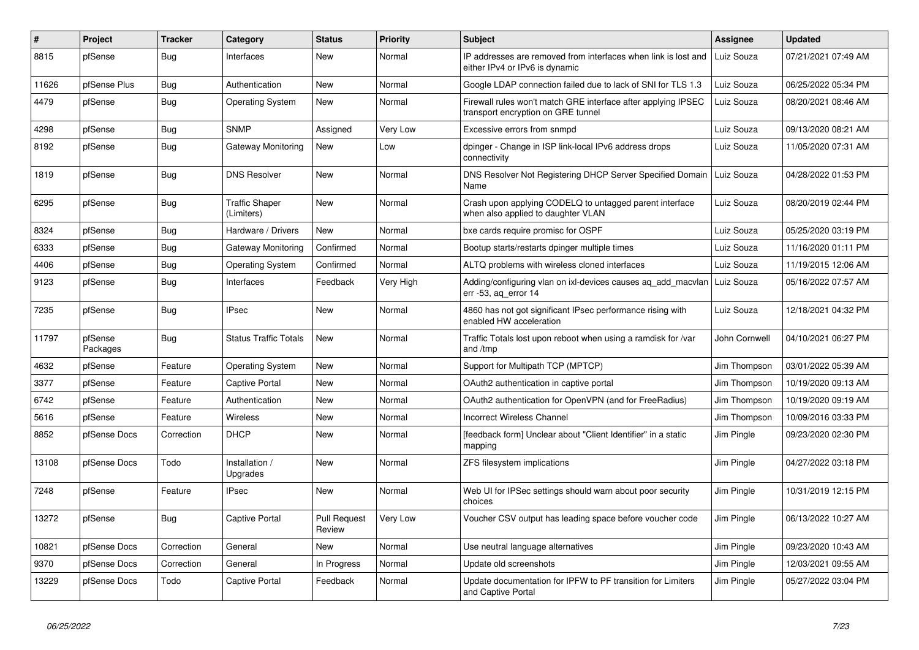| # | Project | Tracker | Category | Status | Priority | Subject | Assignee | Updated |
|---|---|---|---|---|---|---|---|---|
| 8815 | pfSense | Bug | Interfaces | New | Normal | IP addresses are removed from interfaces when link is lost and either IPv4 or IPv6 is dynamic | Luiz Souza | 07/21/2021 07:49 AM |
| 11626 | pfSense Plus | Bug | Authentication | New | Normal | Google LDAP connection failed due to lack of SNI for TLS 1.3 | Luiz Souza | 06/25/2022 05:34 PM |
| 4479 | pfSense | Bug | Operating System | New | Normal | Firewall rules won't match GRE interface after applying IPSEC transport encryption on GRE tunnel | Luiz Souza | 08/20/2021 08:46 AM |
| 4298 | pfSense | Bug | SNMP | Assigned | Very Low | Excessive errors from snmpd | Luiz Souza | 09/13/2020 08:21 AM |
| 8192 | pfSense | Bug | Gateway Monitoring | New | Low | dpinger - Change in ISP link-local IPv6 address drops connectivity | Luiz Souza | 11/05/2020 07:31 AM |
| 1819 | pfSense | Bug | DNS Resolver | New | Normal | DNS Resolver Not Registering DHCP Server Specified Domain Name | Luiz Souza | 04/28/2022 01:53 PM |
| 6295 | pfSense | Bug | Traffic Shaper (Limiters) | New | Normal | Crash upon applying CODELQ to untagged parent interface when also applied to daughter VLAN | Luiz Souza | 08/20/2019 02:44 PM |
| 8324 | pfSense | Bug | Hardware / Drivers | New | Normal | bxe cards require promisc for OSPF | Luiz Souza | 05/25/2020 03:19 PM |
| 6333 | pfSense | Bug | Gateway Monitoring | Confirmed | Normal | Bootup starts/restarts dpinger multiple times | Luiz Souza | 11/16/2020 01:11 PM |
| 4406 | pfSense | Bug | Operating System | Confirmed | Normal | ALTQ problems with wireless cloned interfaces | Luiz Souza | 11/19/2015 12:06 AM |
| 9123 | pfSense | Bug | Interfaces | Feedback | Very High | Adding/configuring vlan on ixl-devices causes aq_add_macvlan err -53, aq_error 14 | Luiz Souza | 05/16/2022 07:57 AM |
| 7235 | pfSense | Bug | IPsec | New | Normal | 4860 has not got significant IPsec performance rising with enabled HW acceleration | Luiz Souza | 12/18/2021 04:32 PM |
| 11797 | pfSense Packages | Bug | Status Traffic Totals | New | Normal | Traffic Totals lost upon reboot when using a ramdisk for /var and /tmp | John Cornwell | 04/10/2021 06:27 PM |
| 4632 | pfSense | Feature | Operating System | New | Normal | Support for Multipath TCP (MPTCP) | Jim Thompson | 03/01/2022 05:39 AM |
| 3377 | pfSense | Feature | Captive Portal | New | Normal | OAuth2 authentication in captive portal | Jim Thompson | 10/19/2020 09:13 AM |
| 6742 | pfSense | Feature | Authentication | New | Normal | OAuth2 authentication for OpenVPN (and for FreeRadius) | Jim Thompson | 10/19/2020 09:19 AM |
| 5616 | pfSense | Feature | Wireless | New | Normal | Incorrect Wireless Channel | Jim Thompson | 10/09/2016 03:33 PM |
| 8852 | pfSense Docs | Correction | DHCP | New | Normal | [feedback form] Unclear about "Client Identifier" in a static mapping | Jim Pingle | 09/23/2020 02:30 PM |
| 13108 | pfSense Docs | Todo | Installation / Upgrades | New | Normal | ZFS filesystem implications | Jim Pingle | 04/27/2022 03:18 PM |
| 7248 | pfSense | Feature | IPsec | New | Normal | Web UI for IPSec settings should warn about poor security choices | Jim Pingle | 10/31/2019 12:15 PM |
| 13272 | pfSense | Bug | Captive Portal | Pull Request Review | Very Low | Voucher CSV output has leading space before voucher code | Jim Pingle | 06/13/2022 10:27 AM |
| 10821 | pfSense Docs | Correction | General | New | Normal | Use neutral language alternatives | Jim Pingle | 09/23/2020 10:43 AM |
| 9370 | pfSense Docs | Correction | General | In Progress | Normal | Update old screenshots | Jim Pingle | 12/03/2021 09:55 AM |
| 13229 | pfSense Docs | Todo | Captive Portal | Feedback | Normal | Update documentation for IPFW to PF transition for Limiters and Captive Portal | Jim Pingle | 05/27/2022 03:04 PM |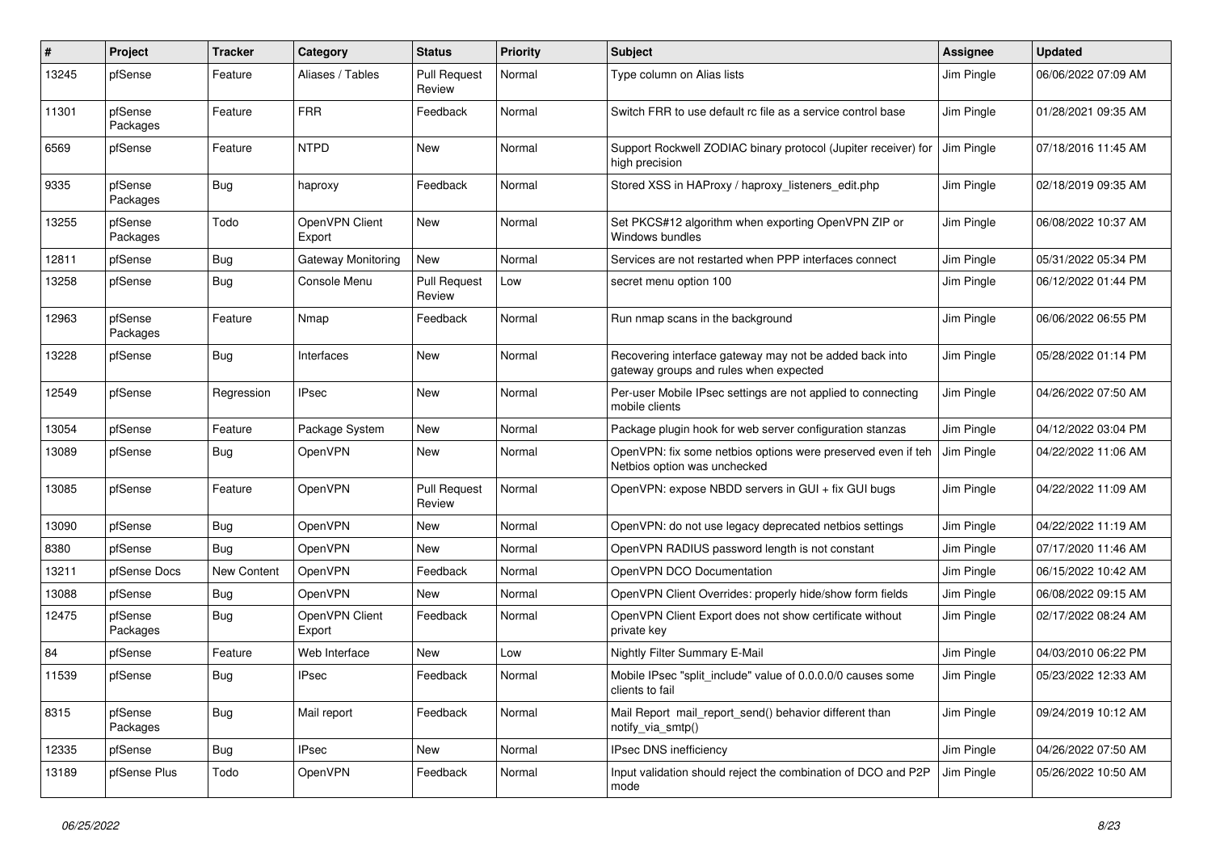| # | Project | Tracker | Category | Status | Priority | Subject | Assignee | Updated |
|---|---|---|---|---|---|---|---|---|
| 13245 | pfSense | Feature | Aliases / Tables | Pull Request Review | Normal | Type column on Alias lists | Jim Pingle | 06/06/2022 07:09 AM |
| 11301 | pfSense Packages | Feature | FRR | Feedback | Normal | Switch FRR to use default rc file as a service control base | Jim Pingle | 01/28/2021 09:35 AM |
| 6569 | pfSense | Feature | NTPD | New | Normal | Support Rockwell ZODIAC binary protocol (Jupiter receiver) for high precision | Jim Pingle | 07/18/2016 11:45 AM |
| 9335 | pfSense Packages | Bug | haproxy | Feedback | Normal | Stored XSS in HAProxy / haproxy_listeners_edit.php | Jim Pingle | 02/18/2019 09:35 AM |
| 13255 | pfSense Packages | Todo | OpenVPN Client Export | New | Normal | Set PKCS#12 algorithm when exporting OpenVPN ZIP or Windows bundles | Jim Pingle | 06/08/2022 10:37 AM |
| 12811 | pfSense | Bug | Gateway Monitoring | New | Normal | Services are not restarted when PPP interfaces connect | Jim Pingle | 05/31/2022 05:34 PM |
| 13258 | pfSense | Bug | Console Menu | Pull Request Review | Low | secret menu option 100 | Jim Pingle | 06/12/2022 01:44 PM |
| 12963 | pfSense Packages | Feature | Nmap | Feedback | Normal | Run nmap scans in the background | Jim Pingle | 06/06/2022 06:55 PM |
| 13228 | pfSense | Bug | Interfaces | New | Normal | Recovering interface gateway may not be added back into gateway groups and rules when expected | Jim Pingle | 05/28/2022 01:14 PM |
| 12549 | pfSense | Regression | IPsec | New | Normal | Per-user Mobile IPsec settings are not applied to connecting mobile clients | Jim Pingle | 04/26/2022 07:50 AM |
| 13054 | pfSense | Feature | Package System | New | Normal | Package plugin hook for web server configuration stanzas | Jim Pingle | 04/12/2022 03:04 PM |
| 13089 | pfSense | Bug | OpenVPN | New | Normal | OpenVPN: fix some netbios options were preserved even if teh Netbios option was unchecked | Jim Pingle | 04/22/2022 11:06 AM |
| 13085 | pfSense | Feature | OpenVPN | Pull Request Review | Normal | OpenVPN: expose NBDD servers in GUI + fix GUI bugs | Jim Pingle | 04/22/2022 11:09 AM |
| 13090 | pfSense | Bug | OpenVPN | New | Normal | OpenVPN: do not use legacy deprecated netbios settings | Jim Pingle | 04/22/2022 11:19 AM |
| 8380 | pfSense | Bug | OpenVPN | New | Normal | OpenVPN RADIUS password length is not constant | Jim Pingle | 07/17/2020 11:46 AM |
| 13211 | pfSense Docs | New Content | OpenVPN | Feedback | Normal | OpenVPN DCO Documentation | Jim Pingle | 06/15/2022 10:42 AM |
| 13088 | pfSense | Bug | OpenVPN | New | Normal | OpenVPN Client Overrides: properly hide/show form fields | Jim Pingle | 06/08/2022 09:15 AM |
| 12475 | pfSense Packages | Bug | OpenVPN Client Export | Feedback | Normal | OpenVPN Client Export does not show certificate without private key | Jim Pingle | 02/17/2022 08:24 AM |
| 84 | pfSense | Feature | Web Interface | New | Low | Nightly Filter Summary E-Mail | Jim Pingle | 04/03/2010 06:22 PM |
| 11539 | pfSense | Bug | IPsec | Feedback | Normal | Mobile IPsec "split_include" value of 0.0.0.0/0 causes some clients to fail | Jim Pingle | 05/23/2022 12:33 AM |
| 8315 | pfSense Packages | Bug | Mail report | Feedback | Normal | Mail Report mail_report_send() behavior different than notify_via_smtp() | Jim Pingle | 09/24/2019 10:12 AM |
| 12335 | pfSense | Bug | IPsec | New | Normal | IPsec DNS inefficiency | Jim Pingle | 04/26/2022 07:50 AM |
| 13189 | pfSense Plus | Todo | OpenVPN | Feedback | Normal | Input validation should reject the combination of DCO and P2P mode | Jim Pingle | 05/26/2022 10:50 AM |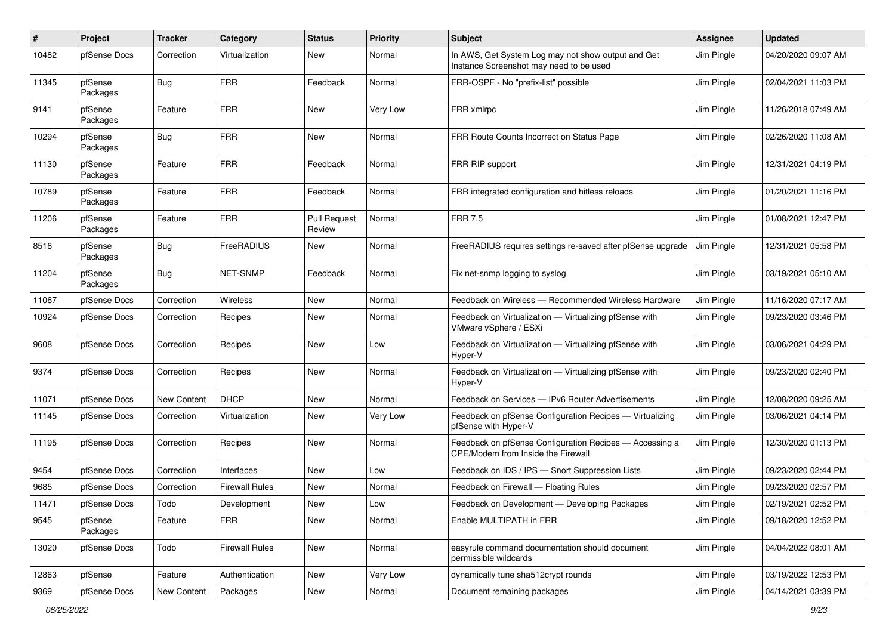| # | Project | Tracker | Category | Status | Priority | Subject | Assignee | Updated |
|---|---|---|---|---|---|---|---|---|
| 10482 | pfSense Docs | Correction | Virtualization | New | Normal | In AWS, Get System Log may not show output and Get Instance Screenshot may need to be used | Jim Pingle | 04/20/2020 09:07 AM |
| 11345 | pfSense Packages | Bug | FRR | Feedback | Normal | FRR-OSPF - No "prefix-list" possible | Jim Pingle | 02/04/2021 11:03 PM |
| 9141 | pfSense Packages | Feature | FRR | New | Very Low | FRR xmlrpc | Jim Pingle | 11/26/2018 07:49 AM |
| 10294 | pfSense Packages | Bug | FRR | New | Normal | FRR Route Counts Incorrect on Status Page | Jim Pingle | 02/26/2020 11:08 AM |
| 11130 | pfSense Packages | Feature | FRR | Feedback | Normal | FRR RIP support | Jim Pingle | 12/31/2021 04:19 PM |
| 10789 | pfSense Packages | Feature | FRR | Feedback | Normal | FRR integrated configuration and hitless reloads | Jim Pingle | 01/20/2021 11:16 PM |
| 11206 | pfSense Packages | Feature | FRR | Pull Request Review | Normal | FRR 7.5 | Jim Pingle | 01/08/2021 12:47 PM |
| 8516 | pfSense Packages | Bug | FreeRADIUS | New | Normal | FreeRADIUS requires settings re-saved after pfSense upgrade | Jim Pingle | 12/31/2021 05:58 PM |
| 11204 | pfSense Packages | Bug | NET-SNMP | Feedback | Normal | Fix net-snmp logging to syslog | Jim Pingle | 03/19/2021 05:10 AM |
| 11067 | pfSense Docs | Correction | Wireless | New | Normal | Feedback on Wireless — Recommended Wireless Hardware | Jim Pingle | 11/16/2020 07:17 AM |
| 10924 | pfSense Docs | Correction | Recipes | New | Normal | Feedback on Virtualization — Virtualizing pfSense with VMware vSphere / ESXi | Jim Pingle | 09/23/2020 03:46 PM |
| 9608 | pfSense Docs | Correction | Recipes | New | Low | Feedback on Virtualization — Virtualizing pfSense with Hyper-V | Jim Pingle | 03/06/2021 04:29 PM |
| 9374 | pfSense Docs | Correction | Recipes | New | Normal | Feedback on Virtualization — Virtualizing pfSense with Hyper-V | Jim Pingle | 09/23/2020 02:40 PM |
| 11071 | pfSense Docs | New Content | DHCP | New | Normal | Feedback on Services — IPv6 Router Advertisements | Jim Pingle | 12/08/2020 09:25 AM |
| 11145 | pfSense Docs | Correction | Virtualization | New | Very Low | Feedback on pfSense Configuration Recipes — Virtualizing pfSense with Hyper-V | Jim Pingle | 03/06/2021 04:14 PM |
| 11195 | pfSense Docs | Correction | Recipes | New | Normal | Feedback on pfSense Configuration Recipes — Accessing a CPE/Modem from Inside the Firewall | Jim Pingle | 12/30/2020 01:13 PM |
| 9454 | pfSense Docs | Correction | Interfaces | New | Low | Feedback on IDS / IPS — Snort Suppression Lists | Jim Pingle | 09/23/2020 02:44 PM |
| 9685 | pfSense Docs | Correction | Firewall Rules | New | Normal | Feedback on Firewall — Floating Rules | Jim Pingle | 09/23/2020 02:57 PM |
| 11471 | pfSense Docs | Todo | Development | New | Low | Feedback on Development — Developing Packages | Jim Pingle | 02/19/2021 02:52 PM |
| 9545 | pfSense Packages | Feature | FRR | New | Normal | Enable MULTIPATH in FRR | Jim Pingle | 09/18/2020 12:52 PM |
| 13020 | pfSense Docs | Todo | Firewall Rules | New | Normal | easyrule command documentation should document permissible wildcards | Jim Pingle | 04/04/2022 08:01 AM |
| 12863 | pfSense | Feature | Authentication | New | Very Low | dynamically tune sha512crypt rounds | Jim Pingle | 03/19/2022 12:53 PM |
| 9369 | pfSense Docs | New Content | Packages | New | Normal | Document remaining packages | Jim Pingle | 04/14/2021 03:39 PM |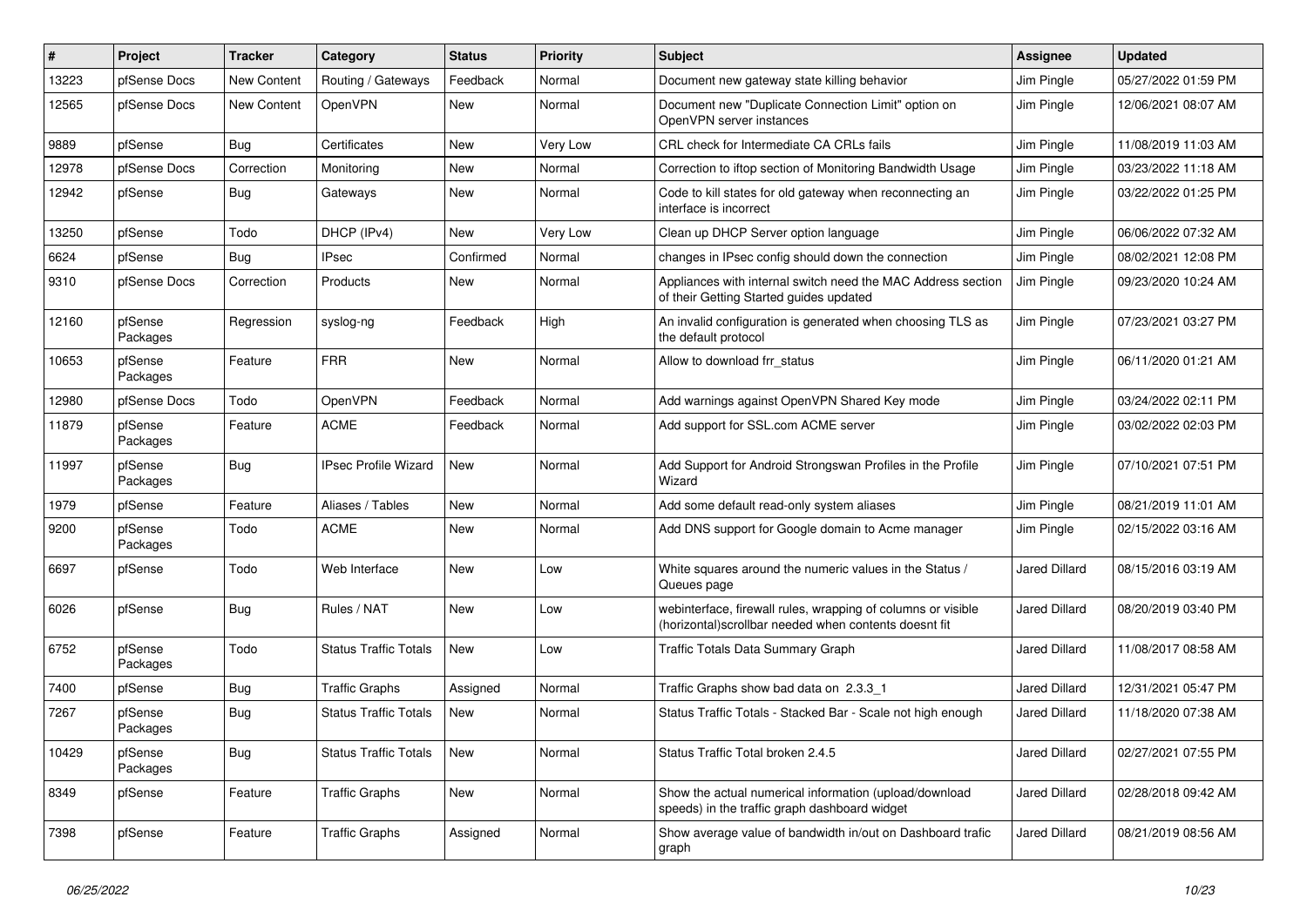| # | Project | Tracker | Category | Status | Priority | Subject | Assignee | Updated |
|---|---|---|---|---|---|---|---|---|
| 13223 | pfSense Docs | New Content | Routing / Gateways | Feedback | Normal | Document new gateway state killing behavior | Jim Pingle | 05/27/2022 01:59 PM |
| 12565 | pfSense Docs | New Content | OpenVPN | New | Normal | Document new "Duplicate Connection Limit" option on OpenVPN server instances | Jim Pingle | 12/06/2021 08:07 AM |
| 9889 | pfSense | Bug | Certificates | New | Very Low | CRL check for Intermediate CA CRLs fails | Jim Pingle | 11/08/2019 11:03 AM |
| 12978 | pfSense Docs | Correction | Monitoring | New | Normal | Correction to iftop section of Monitoring Bandwidth Usage | Jim Pingle | 03/23/2022 11:18 AM |
| 12942 | pfSense | Bug | Gateways | New | Normal | Code to kill states for old gateway when reconnecting an interface is incorrect | Jim Pingle | 03/22/2022 01:25 PM |
| 13250 | pfSense | Todo | DHCP (IPv4) | New | Very Low | Clean up DHCP Server option language | Jim Pingle | 06/06/2022 07:32 AM |
| 6624 | pfSense | Bug | IPsec | Confirmed | Normal | changes in IPsec config should down the connection | Jim Pingle | 08/02/2021 12:08 PM |
| 9310 | pfSense Docs | Correction | Products | New | Normal | Appliances with internal switch need the MAC Address section of their Getting Started guides updated | Jim Pingle | 09/23/2020 10:24 AM |
| 12160 | pfSense Packages | Regression | syslog-ng | Feedback | High | An invalid configuration is generated when choosing TLS as the default protocol | Jim Pingle | 07/23/2021 03:27 PM |
| 10653 | pfSense Packages | Feature | FRR | New | Normal | Allow to download frr_status | Jim Pingle | 06/11/2020 01:21 AM |
| 12980 | pfSense Docs | Todo | OpenVPN | Feedback | Normal | Add warnings against OpenVPN Shared Key mode | Jim Pingle | 03/24/2022 02:11 PM |
| 11879 | pfSense Packages | Feature | ACME | Feedback | Normal | Add support for SSL.com ACME server | Jim Pingle | 03/02/2022 02:03 PM |
| 11997 | pfSense Packages | Bug | IPsec Profile Wizard | New | Normal | Add Support for Android Strongswan Profiles in the Profile Wizard | Jim Pingle | 07/10/2021 07:51 PM |
| 1979 | pfSense | Feature | Aliases / Tables | New | Normal | Add some default read-only system aliases | Jim Pingle | 08/21/2019 11:01 AM |
| 9200 | pfSense Packages | Todo | ACME | New | Normal | Add DNS support for Google domain to Acme manager | Jim Pingle | 02/15/2022 03:16 AM |
| 6697 | pfSense | Todo | Web Interface | New | Low | White squares around the numeric values in the Status / Queues page | Jared Dillard | 08/15/2016 03:19 AM |
| 6026 | pfSense | Bug | Rules / NAT | New | Low | webinterface, firewall rules, wrapping of columns or visible (horizontal)scrollbar needed when contents doesnt fit | Jared Dillard | 08/20/2019 03:40 PM |
| 6752 | pfSense Packages | Todo | Status Traffic Totals | New | Low | Traffic Totals Data Summary Graph | Jared Dillard | 11/08/2017 08:58 AM |
| 7400 | pfSense | Bug | Traffic Graphs | Assigned | Normal | Traffic Graphs show bad data on 2.3.3_1 | Jared Dillard | 12/31/2021 05:47 PM |
| 7267 | pfSense Packages | Bug | Status Traffic Totals | New | Normal | Status Traffic Totals - Stacked Bar - Scale not high enough | Jared Dillard | 11/18/2020 07:38 AM |
| 10429 | pfSense Packages | Bug | Status Traffic Totals | New | Normal | Status Traffic Total broken 2.4.5 | Jared Dillard | 02/27/2021 07:55 PM |
| 8349 | pfSense | Feature | Traffic Graphs | New | Normal | Show the actual numerical information (upload/download speeds) in the traffic graph dashboard widget | Jared Dillard | 02/28/2018 09:42 AM |
| 7398 | pfSense | Feature | Traffic Graphs | Assigned | Normal | Show average value of bandwidth in/out on Dashboard trafic graph | Jared Dillard | 08/21/2019 08:56 AM |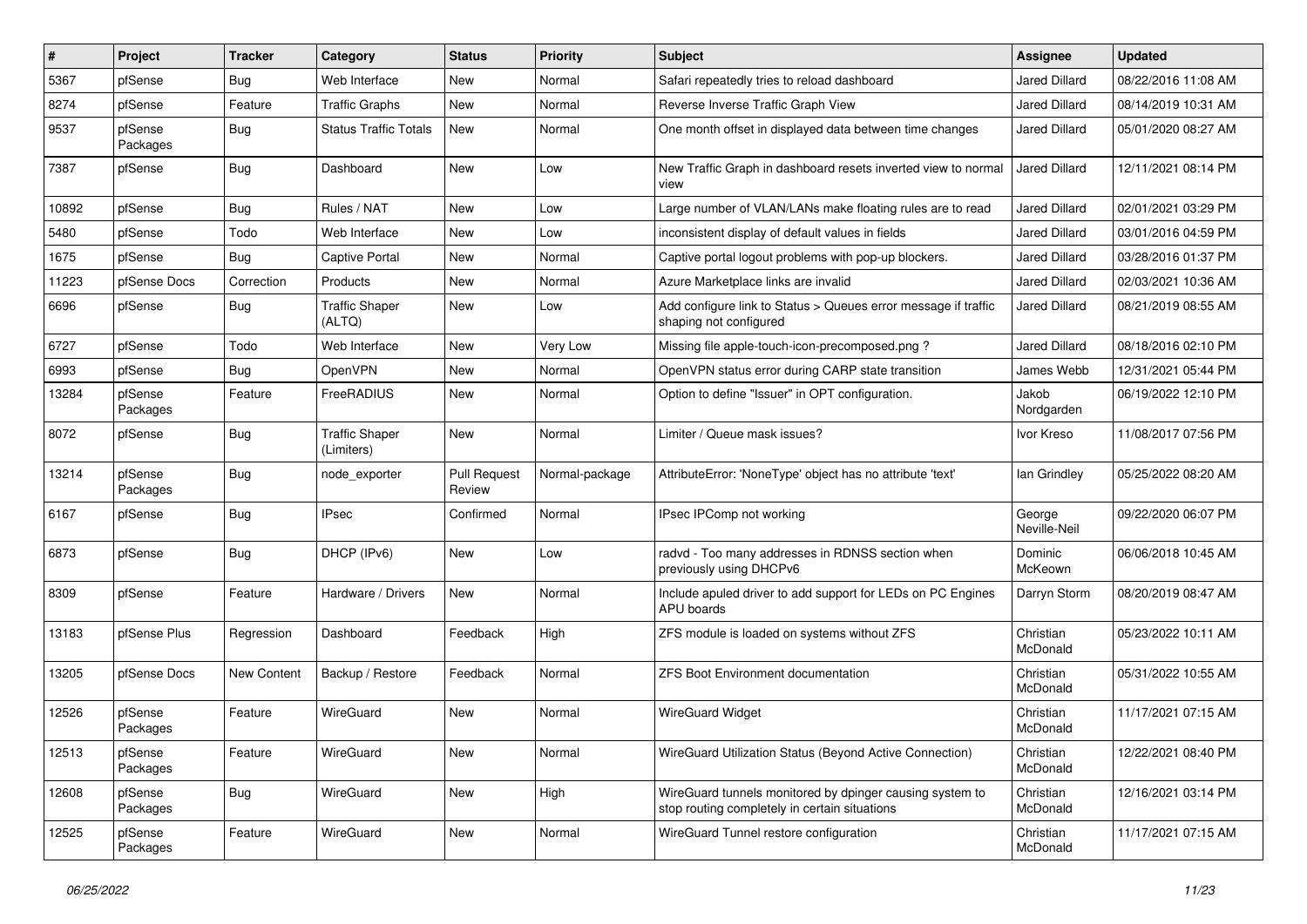| # | Project | Tracker | Category | Status | Priority | Subject | Assignee | Updated |
|---|---|---|---|---|---|---|---|---|
| 5367 | pfSense | Bug | Web Interface | New | Normal | Safari repeatedly tries to reload dashboard | Jared Dillard | 08/22/2016 11:08 AM |
| 8274 | pfSense | Feature | Traffic Graphs | New | Normal | Reverse Inverse Traffic Graph View | Jared Dillard | 08/14/2019 10:31 AM |
| 9537 | pfSense Packages | Bug | Status Traffic Totals | New | Normal | One month offset in displayed data between time changes | Jared Dillard | 05/01/2020 08:27 AM |
| 7387 | pfSense | Bug | Dashboard | New | Low | New Traffic Graph in dashboard resets inverted view to normal view | Jared Dillard | 12/11/2021 08:14 PM |
| 10892 | pfSense | Bug | Rules / NAT | New | Low | Large number of VLAN/LANs make floating rules are to read | Jared Dillard | 02/01/2021 03:29 PM |
| 5480 | pfSense | Todo | Web Interface | New | Low | inconsistent display of default values in fields | Jared Dillard | 03/01/2016 04:59 PM |
| 1675 | pfSense | Bug | Captive Portal | New | Normal | Captive portal logout problems with pop-up blockers. | Jared Dillard | 03/28/2016 01:37 PM |
| 11223 | pfSense Docs | Correction | Products | New | Normal | Azure Marketplace links are invalid | Jared Dillard | 02/03/2021 10:36 AM |
| 6696 | pfSense | Bug | Traffic Shaper (ALTQ) | New | Low | Add configure link to Status > Queues error message if traffic shaping not configured | Jared Dillard | 08/21/2019 08:55 AM |
| 6727 | pfSense | Todo | Web Interface | New | Very Low | Missing file apple-touch-icon-precomposed.png ? | Jared Dillard | 08/18/2016 02:10 PM |
| 6993 | pfSense | Bug | OpenVPN | New | Normal | OpenVPN status error during CARP state transition | James Webb | 12/31/2021 05:44 PM |
| 13284 | pfSense Packages | Feature | FreeRADIUS | New | Normal | Option to define "Issuer" in OPT configuration. | Jakob Nordgarden | 06/19/2022 12:10 PM |
| 8072 | pfSense | Bug | Traffic Shaper (Limiters) | New | Normal | Limiter / Queue mask issues? | Ivor Kreso | 11/08/2017 07:56 PM |
| 13214 | pfSense Packages | Bug | node_exporter | Pull Request Review | Normal-package | AttributeError: 'NoneType' object has no attribute 'text' | Ian Grindley | 05/25/2022 08:20 AM |
| 6167 | pfSense | Bug | IPsec | Confirmed | Normal | IPsec IPComp not working | George Neville-Neil | 09/22/2020 06:07 PM |
| 6873 | pfSense | Bug | DHCP (IPv6) | New | Low | radvd - Too many addresses in RDNSS section when previously using DHCPv6 | Dominic McKeown | 06/06/2018 10:45 AM |
| 8309 | pfSense | Feature | Hardware / Drivers | New | Normal | Include apuled driver to add support for LEDs on PC Engines APU boards | Darryn Storm | 08/20/2019 08:47 AM |
| 13183 | pfSense Plus | Regression | Dashboard | Feedback | High | ZFS module is loaded on systems without ZFS | Christian McDonald | 05/23/2022 10:11 AM |
| 13205 | pfSense Docs | New Content | Backup / Restore | Feedback | Normal | ZFS Boot Environment documentation | Christian McDonald | 05/31/2022 10:55 AM |
| 12526 | pfSense Packages | Feature | WireGuard | New | Normal | WireGuard Widget | Christian McDonald | 11/17/2021 07:15 AM |
| 12513 | pfSense Packages | Feature | WireGuard | New | Normal | WireGuard Utilization Status (Beyond Active Connection) | Christian McDonald | 12/22/2021 08:40 PM |
| 12608 | pfSense Packages | Bug | WireGuard | New | High | WireGuard tunnels monitored by dpinger causing system to stop routing completely in certain situations | Christian McDonald | 12/16/2021 03:14 PM |
| 12525 | pfSense Packages | Feature | WireGuard | New | Normal | WireGuard Tunnel restore configuration | Christian McDonald | 11/17/2021 07:15 AM |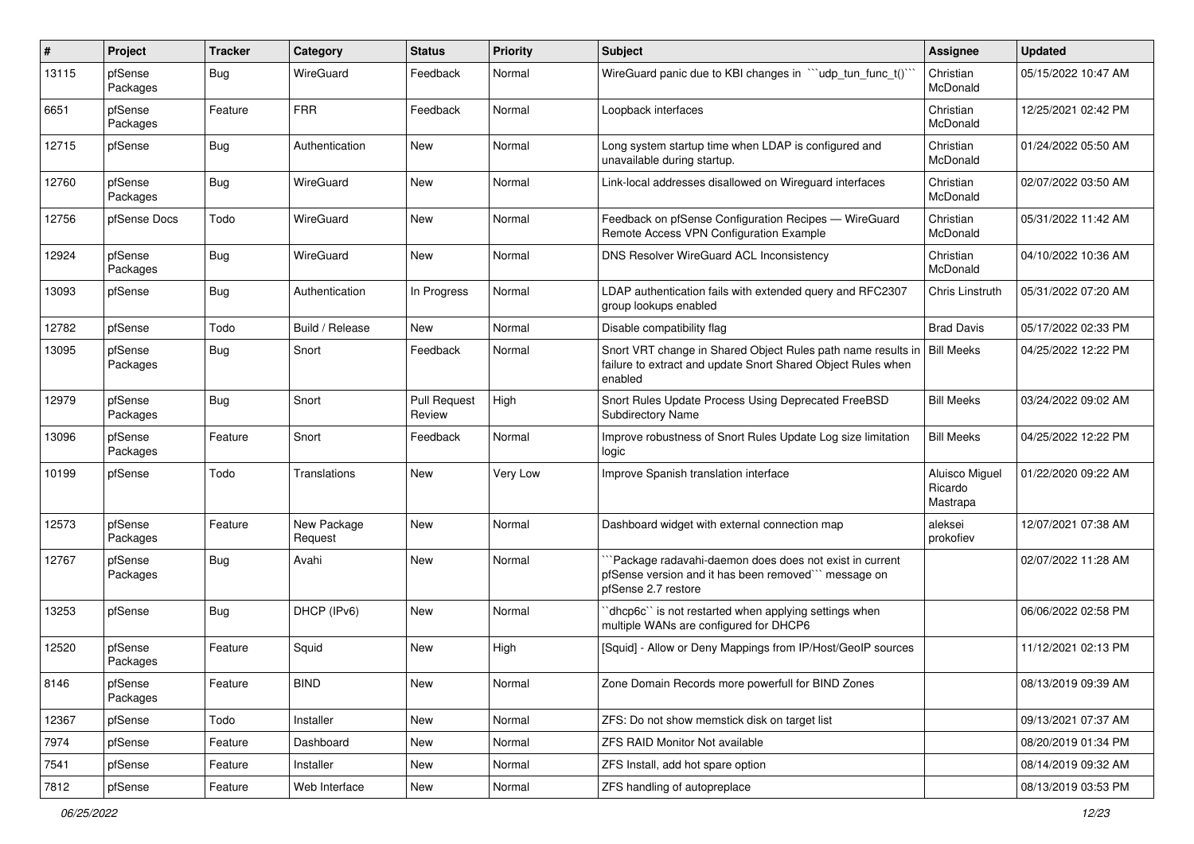| # | Project | Tracker | Category | Status | Priority | Subject | Assignee | Updated |
|---|---|---|---|---|---|---|---|---|
| 13115 | pfSense Packages | Bug | WireGuard | Feedback | Normal | WireGuard panic due to KBI changes in ```udp_tun_func_t()``` | Christian McDonald | 05/15/2022 10:47 AM |
| 6651 | pfSense Packages | Feature | FRR | Feedback | Normal | Loopback interfaces | Christian McDonald | 12/25/2021 02:42 PM |
| 12715 | pfSense | Bug | Authentication | New | Normal | Long system startup time when LDAP is configured and unavailable during startup. | Christian McDonald | 01/24/2022 05:50 AM |
| 12760 | pfSense Packages | Bug | WireGuard | New | Normal | Link-local addresses disallowed on Wireguard interfaces | Christian McDonald | 02/07/2022 03:50 AM |
| 12756 | pfSense Docs | Todo | WireGuard | New | Normal | Feedback on pfSense Configuration Recipes — WireGuard Remote Access VPN Configuration Example | Christian McDonald | 05/31/2022 11:42 AM |
| 12924 | pfSense Packages | Bug | WireGuard | New | Normal | DNS Resolver WireGuard ACL Inconsistency | Christian McDonald | 04/10/2022 10:36 AM |
| 13093 | pfSense | Bug | Authentication | In Progress | Normal | LDAP authentication fails with extended query and RFC2307 group lookups enabled | Chris Linstruth | 05/31/2022 07:20 AM |
| 12782 | pfSense | Todo | Build / Release | New | Normal | Disable compatibility flag | Brad Davis | 05/17/2022 02:33 PM |
| 13095 | pfSense Packages | Bug | Snort | Feedback | Normal | Snort VRT change in Shared Object Rules path name results in failure to extract and update Snort Shared Object Rules when enabled | Bill Meeks | 04/25/2022 12:22 PM |
| 12979 | pfSense Packages | Bug | Snort | Pull Request Review | High | Snort Rules Update Process Using Deprecated FreeBSD Subdirectory Name | Bill Meeks | 03/24/2022 09:02 AM |
| 13096 | pfSense Packages | Feature | Snort | Feedback | Normal | Improve robustness of Snort Rules Update Log size limitation logic | Bill Meeks | 04/25/2022 12:22 PM |
| 10199 | pfSense | Todo | Translations | New | Very Low | Improve Spanish translation interface | Aluisco Miguel Ricardo Mastrapa | 01/22/2020 09:22 AM |
| 12573 | pfSense Packages | Feature | New Package Request | New | Normal | Dashboard widget with external connection map | aleksei prokofiev | 12/07/2021 07:38 AM |
| 12767 | pfSense Packages | Bug | Avahi | New | Normal | ```Package radavahi-daemon does does not exist in current pfSense version and it has been removed``` message on pfSense 2.7 restore | | 02/07/2022 11:28 AM |
| 13253 | pfSense | Bug | DHCP (IPv6) | New | Normal | ``dhcp6c`` is not restarted when applying settings when multiple WANs are configured for DHCP6 | | 06/06/2022 02:58 PM |
| 12520 | pfSense Packages | Feature | Squid | New | High | [Squid] - Allow or Deny Mappings from IP/Host/GeoIP sources | | 11/12/2021 02:13 PM |
| 8146 | pfSense Packages | Feature | BIND | New | Normal | Zone Domain Records more powerfull for BIND Zones | | 08/13/2019 09:39 AM |
| 12367 | pfSense | Todo | Installer | New | Normal | ZFS: Do not show memstick disk on target list | | 09/13/2021 07:37 AM |
| 7974 | pfSense | Feature | Dashboard | New | Normal | ZFS RAID Monitor Not available | | 08/20/2019 01:34 PM |
| 7541 | pfSense | Feature | Installer | New | Normal | ZFS Install, add hot spare option | | 08/14/2019 09:32 AM |
| 7812 | pfSense | Feature | Web Interface | New | Normal | ZFS handling of autopreplace | | 08/13/2019 03:53 PM |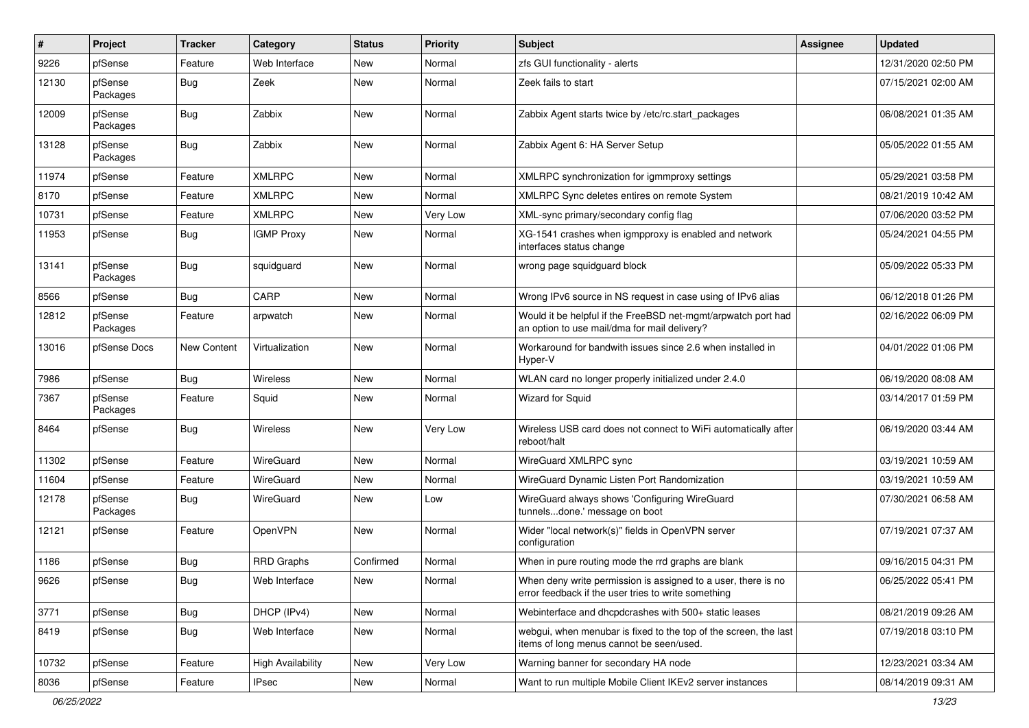| # | Project | Tracker | Category | Status | Priority | Subject | Assignee | Updated |
|---|---|---|---|---|---|---|---|---|
| 9226 | pfSense | Feature | Web Interface | New | Normal | zfs GUI functionality - alerts | | 12/31/2020 02:50 PM |
| 12130 | pfSense Packages | Bug | Zeek | New | Normal | Zeek fails to start | | 07/15/2021 02:00 AM |
| 12009 | pfSense Packages | Bug | Zabbix | New | Normal | Zabbix Agent starts twice by /etc/rc.start_packages | | 06/08/2021 01:35 AM |
| 13128 | pfSense Packages | Bug | Zabbix | New | Normal | Zabbix Agent 6: HA Server Setup | | 05/05/2022 01:55 AM |
| 11974 | pfSense | Feature | XMLRPC | New | Normal | XMLRPC synchronization for igmmproxy settings | | 05/29/2021 03:58 PM |
| 8170 | pfSense | Feature | XMLRPC | New | Normal | XMLRPC Sync deletes entires on remote System | | 08/21/2019 10:42 AM |
| 10731 | pfSense | Feature | XMLRPC | New | Very Low | XML-sync primary/secondary config flag | | 07/06/2020 03:52 PM |
| 11953 | pfSense | Bug | IGMP Proxy | New | Normal | XG-1541 crashes when igmpproxy is enabled and network interfaces status change | | 05/24/2021 04:55 PM |
| 13141 | pfSense Packages | Bug | squidguard | New | Normal | wrong page squidguard block | | 05/09/2022 05:33 PM |
| 8566 | pfSense | Bug | CARP | New | Normal | Wrong IPv6 source in NS request in case using of IPv6 alias | | 06/12/2018 01:26 PM |
| 12812 | pfSense Packages | Feature | arpwatch | New | Normal | Would it be helpful if the FreeBSD net-mgmt/arpwatch port had an option to use mail/dma for mail delivery? | | 02/16/2022 06:09 PM |
| 13016 | pfSense Docs | New Content | Virtualization | New | Normal | Workaround for bandwith issues since 2.6 when installed in Hyper-V | | 04/01/2022 01:06 PM |
| 7986 | pfSense | Bug | Wireless | New | Normal | WLAN card no longer properly initialized under 2.4.0 | | 06/19/2020 08:08 AM |
| 7367 | pfSense Packages | Feature | Squid | New | Normal | Wizard for Squid | | 03/14/2017 01:59 PM |
| 8464 | pfSense | Bug | Wireless | New | Very Low | Wireless USB card does not connect to WiFi automatically after reboot/halt | | 06/19/2020 03:44 AM |
| 11302 | pfSense | Feature | WireGuard | New | Normal | WireGuard XMLRPC sync | | 03/19/2021 10:59 AM |
| 11604 | pfSense | Feature | WireGuard | New | Normal | WireGuard Dynamic Listen Port Randomization | | 03/19/2021 10:59 AM |
| 12178 | pfSense Packages | Bug | WireGuard | New | Low | WireGuard always shows 'Configuring WireGuard tunnels...done.' message on boot | | 07/30/2021 06:58 AM |
| 12121 | pfSense | Feature | OpenVPN | New | Normal | Wider "local network(s)" fields in OpenVPN server configuration | | 07/19/2021 07:37 AM |
| 1186 | pfSense | Bug | RRD Graphs | Confirmed | Normal | When in pure routing mode the rrd graphs are blank | | 09/16/2015 04:31 PM |
| 9626 | pfSense | Bug | Web Interface | New | Normal | When deny write permission is assigned to a user, there is no error feedback if the user tries to write something | | 06/25/2022 05:41 PM |
| 3771 | pfSense | Bug | DHCP (IPv4) | New | Normal | Webinterface and dhcpdcrashes with 500+ static leases | | 08/21/2019 09:26 AM |
| 8419 | pfSense | Bug | Web Interface | New | Normal | webgui, when menubar is fixed to the top of the screen, the last items of long menus cannot be seen/used. | | 07/19/2018 03:10 PM |
| 10732 | pfSense | Feature | High Availability | New | Very Low | Warning banner for secondary HA node | | 12/23/2021 03:34 AM |
| 8036 | pfSense | Feature | IPsec | New | Normal | Want to run multiple Mobile Client IKEv2 server instances | | 08/14/2019 09:31 AM |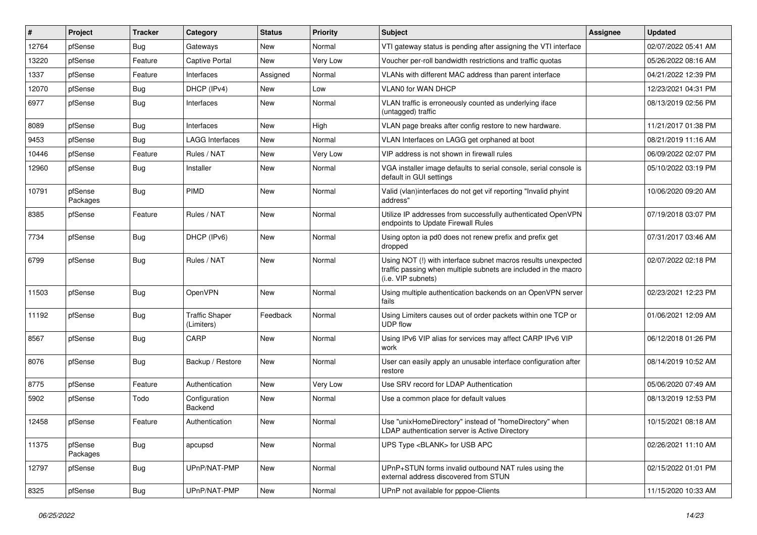| # | Project | Tracker | Category | Status | Priority | Subject | Assignee | Updated |
|---|---|---|---|---|---|---|---|---|
| 12764 | pfSense | Bug | Gateways | New | Normal | VTI gateway status is pending after assigning the VTI interface | | 02/07/2022 05:41 AM |
| 13220 | pfSense | Feature | Captive Portal | New | Very Low | Voucher per-roll bandwidth restrictions and traffic quotas | | 05/26/2022 08:16 AM |
| 1337 | pfSense | Feature | Interfaces | Assigned | Normal | VLANs with different MAC address than parent interface | | 04/21/2022 12:39 PM |
| 12070 | pfSense | Bug | DHCP (IPv4) | New | Low | VLAN0 for WAN DHCP | | 12/23/2021 04:31 PM |
| 6977 | pfSense | Bug | Interfaces | New | Normal | VLAN traffic is erroneously counted as underlying iface (untagged) traffic | | 08/13/2019 02:56 PM |
| 8089 | pfSense | Bug | Interfaces | New | High | VLAN page breaks after config restore to new hardware. | | 11/21/2017 01:38 PM |
| 9453 | pfSense | Bug | LAGG Interfaces | New | Normal | VLAN Interfaces on LAGG get orphaned at boot | | 08/21/2019 11:16 AM |
| 10446 | pfSense | Feature | Rules / NAT | New | Very Low | VIP address is not shown in firewall rules | | 06/09/2022 02:07 PM |
| 12960 | pfSense | Bug | Installer | New | Normal | VGA installer image defaults to serial console, serial console is default in GUI settings | | 05/10/2022 03:19 PM |
| 10791 | pfSense Packages | Bug | PIMD | New | Normal | Valid (vlan)interfaces do not get vif reporting "Invalid phyint address" | | 10/06/2020 09:20 AM |
| 8385 | pfSense | Feature | Rules / NAT | New | Normal | Utilize IP addresses from successfully authenticated OpenVPN endpoints to Update Firewall Rules | | 07/19/2018 03:07 PM |
| 7734 | pfSense | Bug | DHCP (IPv6) | New | Normal | Using opton ia pd0 does not renew prefix and prefix get dropped | | 07/31/2017 03:46 AM |
| 6799 | pfSense | Bug | Rules / NAT | New | Normal | Using NOT (!) with interface subnet macros results unexpected traffic passing when multiple subnets are included in the macro (i.e. VIP subnets) | | 02/07/2022 02:18 PM |
| 11503 | pfSense | Bug | OpenVPN | New | Normal | Using multiple authentication backends on an OpenVPN server fails | | 02/23/2021 12:23 PM |
| 11192 | pfSense | Bug | Traffic Shaper (Limiters) | Feedback | Normal | Using Limiters causes out of order packets within one TCP or UDP flow | | 01/06/2021 12:09 AM |
| 8567 | pfSense | Bug | CARP | New | Normal | Using IPv6 VIP alias for services may affect CARP IPv6 VIP work | | 06/12/2018 01:26 PM |
| 8076 | pfSense | Bug | Backup / Restore | New | Normal | User can easily apply an unusable interface configuration after restore | | 08/14/2019 10:52 AM |
| 8775 | pfSense | Feature | Authentication | New | Very Low | Use SRV record for LDAP Authentication | | 05/06/2020 07:49 AM |
| 5902 | pfSense | Todo | Configuration Backend | New | Normal | Use a common place for default values | | 08/13/2019 12:53 PM |
| 12458 | pfSense | Feature | Authentication | New | Normal | Use "unixHomeDirectory" instead of "homeDirectory" when LDAP authentication server is Active Directory | | 10/15/2021 08:18 AM |
| 11375 | pfSense Packages | Bug | apcupsd | New | Normal | UPS Type <BLANK> for USB APC | | 02/26/2021 11:10 AM |
| 12797 | pfSense | Bug | UPnP/NAT-PMP | New | Normal | UPnP+STUN forms invalid outbound NAT rules using the external address discovered from STUN | | 02/15/2022 01:01 PM |
| 8325 | pfSense | Bug | UPnP/NAT-PMP | New | Normal | UPnP not available for pppoe-Clients | | 11/15/2020 10:33 AM |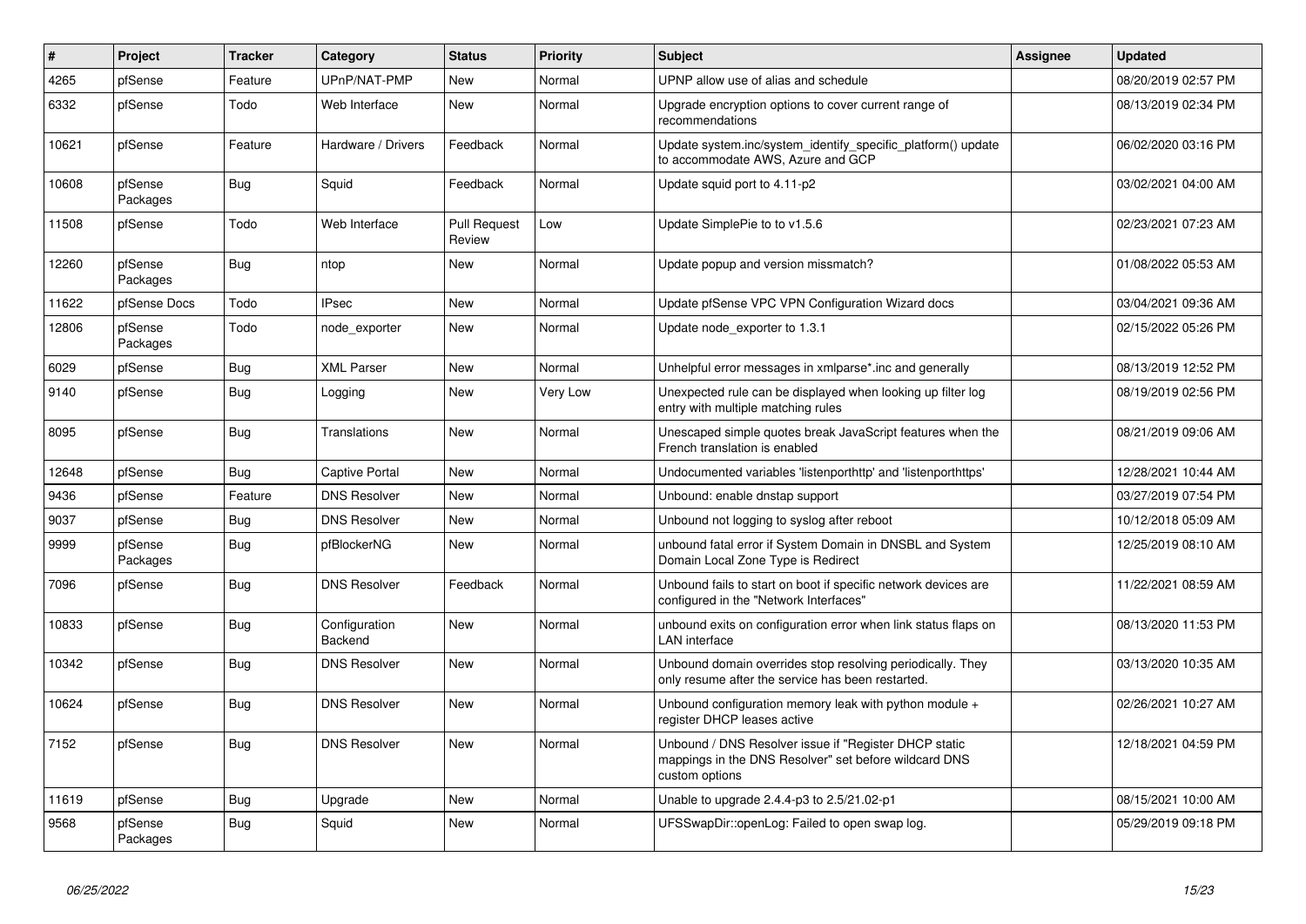| # | Project | Tracker | Category | Status | Priority | Subject | Assignee | Updated |
|---|---|---|---|---|---|---|---|---|
| 4265 | pfSense | Feature | UPnP/NAT-PMP | New | Normal | UPNP allow use of alias and schedule | | 08/20/2019 02:57 PM |
| 6332 | pfSense | Todo | Web Interface | New | Normal | Upgrade encryption options to cover current range of recommendations | | 08/13/2019 02:34 PM |
| 10621 | pfSense | Feature | Hardware / Drivers | Feedback | Normal | Update system.inc/system_identify_specific_platform() update to accommodate AWS, Azure and GCP | | 06/02/2020 03:16 PM |
| 10608 | pfSense Packages | Bug | Squid | Feedback | Normal | Update squid port to 4.11-p2 | | 03/02/2021 04:00 AM |
| 11508 | pfSense | Todo | Web Interface | Pull Request Review | Low | Update SimplePie to to v1.5.6 | | 02/23/2021 07:23 AM |
| 12260 | pfSense Packages | Bug | ntop | New | Normal | Update popup and version missmatch? | | 01/08/2022 05:53 AM |
| 11622 | pfSense Docs | Todo | IPsec | New | Normal | Update pfSense VPC VPN Configuration Wizard docs | | 03/04/2021 09:36 AM |
| 12806 | pfSense Packages | Todo | node_exporter | New | Normal | Update node_exporter to 1.3.1 | | 02/15/2022 05:26 PM |
| 6029 | pfSense | Bug | XML Parser | New | Normal | Unhelpful error messages in xmlparse*.inc and generally | | 08/13/2019 12:52 PM |
| 9140 | pfSense | Bug | Logging | New | Very Low | Unexpected rule can be displayed when looking up filter log entry with multiple matching rules | | 08/19/2019 02:56 PM |
| 8095 | pfSense | Bug | Translations | New | Normal | Unescaped simple quotes break JavaScript features when the French translation is enabled | | 08/21/2019 09:06 AM |
| 12648 | pfSense | Bug | Captive Portal | New | Normal | Undocumented variables 'listenporthttp' and 'listenporthttps' | | 12/28/2021 10:44 AM |
| 9436 | pfSense | Feature | DNS Resolver | New | Normal | Unbound: enable dnstap support | | 03/27/2019 07:54 PM |
| 9037 | pfSense | Bug | DNS Resolver | New | Normal | Unbound not logging to syslog after reboot | | 10/12/2018 05:09 AM |
| 9999 | pfSense Packages | Bug | pfBlockerNG | New | Normal | unbound fatal error if System Domain in DNSBL and System Domain Local Zone Type is Redirect | | 12/25/2019 08:10 AM |
| 7096 | pfSense | Bug | DNS Resolver | Feedback | Normal | Unbound fails to start on boot if specific network devices are configured in the "Network Interfaces" | | 11/22/2021 08:59 AM |
| 10833 | pfSense | Bug | Configuration Backend | New | Normal | unbound exits on configuration error when link status flaps on LAN interface | | 08/13/2020 11:53 PM |
| 10342 | pfSense | Bug | DNS Resolver | New | Normal | Unbound domain overrides stop resolving periodically. They only resume after the service has been restarted. | | 03/13/2020 10:35 AM |
| 10624 | pfSense | Bug | DNS Resolver | New | Normal | Unbound configuration memory leak with python module + register DHCP leases active | | 02/26/2021 10:27 AM |
| 7152 | pfSense | Bug | DNS Resolver | New | Normal | Unbound / DNS Resolver issue if "Register DHCP static mappings in the DNS Resolver" set before wildcard DNS custom options | | 12/18/2021 04:59 PM |
| 11619 | pfSense | Bug | Upgrade | New | Normal | Unable to upgrade 2.4.4-p3 to 2.5/21.02-p1 | | 08/15/2021 10:00 AM |
| 9568 | pfSense Packages | Bug | Squid | New | Normal | UFSSwapDir::openLog: Failed to open swap log. | | 05/29/2019 09:18 PM |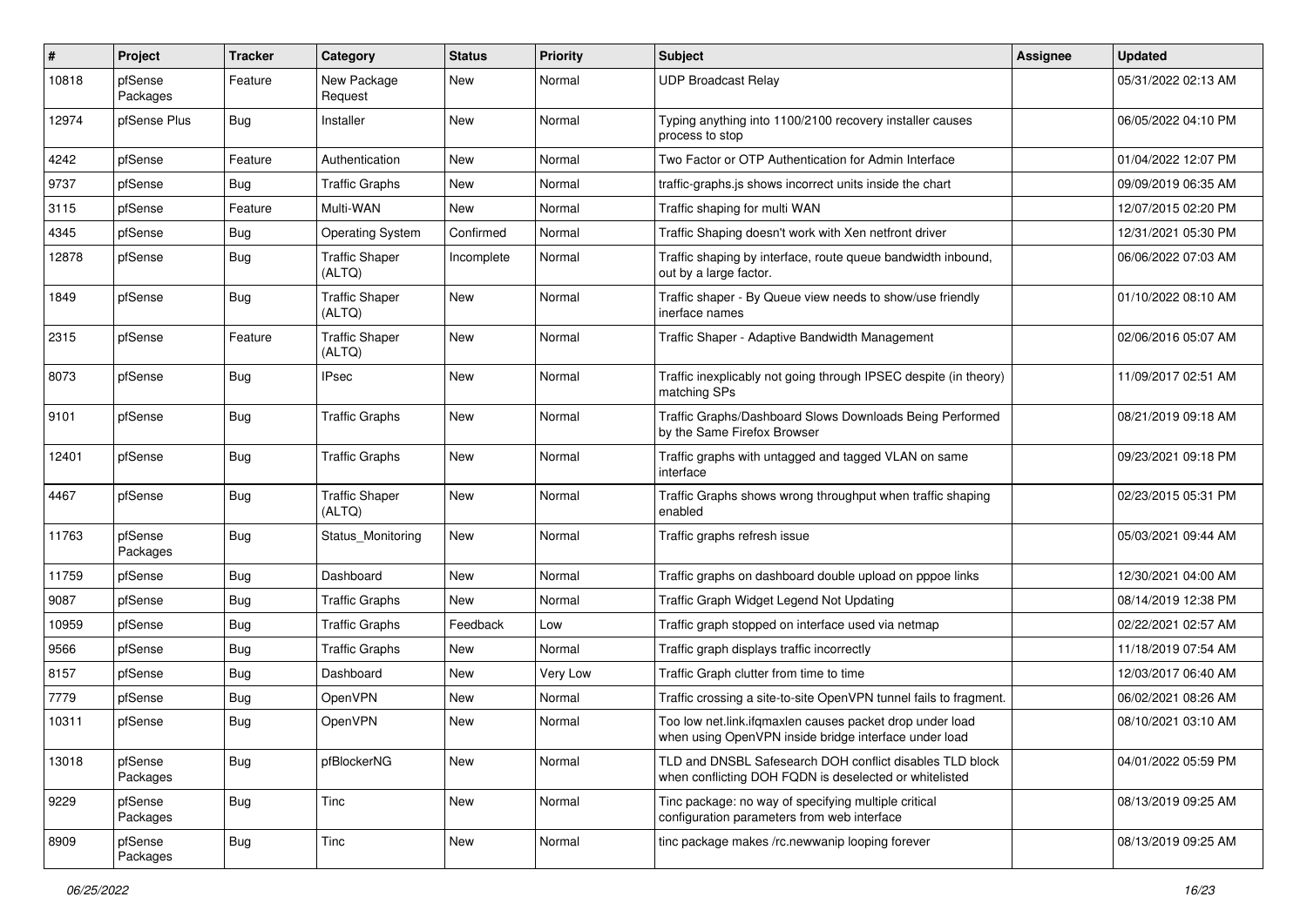| # | Project | Tracker | Category | Status | Priority | Subject | Assignee | Updated |
|---|---|---|---|---|---|---|---|---|
| 10818 | pfSense Packages | Feature | New Package Request | New | Normal | UDP Broadcast Relay | | 05/31/2022 02:13 AM |
| 12974 | pfSense Plus | Bug | Installer | New | Normal | Typing anything into 1100/2100 recovery installer causes process to stop | | 06/05/2022 04:10 PM |
| 4242 | pfSense | Feature | Authentication | New | Normal | Two Factor or OTP Authentication for Admin Interface | | 01/04/2022 12:07 PM |
| 9737 | pfSense | Bug | Traffic Graphs | New | Normal | traffic-graphs.js shows incorrect units inside the chart | | 09/09/2019 06:35 AM |
| 3115 | pfSense | Feature | Multi-WAN | New | Normal | Traffic shaping for multi WAN | | 12/07/2015 02:20 PM |
| 4345 | pfSense | Bug | Operating System | Confirmed | Normal | Traffic Shaping doesn't work with Xen netfront driver | | 12/31/2021 05:30 PM |
| 12878 | pfSense | Bug | Traffic Shaper (ALTQ) | Incomplete | Normal | Traffic shaping by interface, route queue bandwidth inbound, out by a large factor. | | 06/06/2022 07:03 AM |
| 1849 | pfSense | Bug | Traffic Shaper (ALTQ) | New | Normal | Traffic shaper - By Queue view needs to show/use friendly inerface names | | 01/10/2022 08:10 AM |
| 2315 | pfSense | Feature | Traffic Shaper (ALTQ) | New | Normal | Traffic Shaper - Adaptive Bandwidth Management | | 02/06/2016 05:07 AM |
| 8073 | pfSense | Bug | IPsec | New | Normal | Traffic inexplicably not going through IPSEC despite (in theory) matching SPs | | 11/09/2017 02:51 AM |
| 9101 | pfSense | Bug | Traffic Graphs | New | Normal | Traffic Graphs/Dashboard Slows Downloads Being Performed by the Same Firefox Browser | | 08/21/2019 09:18 AM |
| 12401 | pfSense | Bug | Traffic Graphs | New | Normal | Traffic graphs with untagged and tagged VLAN on same interface | | 09/23/2021 09:18 PM |
| 4467 | pfSense | Bug | Traffic Shaper (ALTQ) | New | Normal | Traffic Graphs shows wrong throughput when traffic shaping enabled | | 02/23/2015 05:31 PM |
| 11763 | pfSense Packages | Bug | Status_Monitoring | New | Normal | Traffic graphs refresh issue | | 05/03/2021 09:44 AM |
| 11759 | pfSense | Bug | Dashboard | New | Normal | Traffic graphs on dashboard double upload on pppoe links | | 12/30/2021 04:00 AM |
| 9087 | pfSense | Bug | Traffic Graphs | New | Normal | Traffic Graph Widget Legend Not Updating | | 08/14/2019 12:38 PM |
| 10959 | pfSense | Bug | Traffic Graphs | Feedback | Low | Traffic graph stopped on interface used via netmap | | 02/22/2021 02:57 AM |
| 9566 | pfSense | Bug | Traffic Graphs | New | Normal | Traffic graph displays traffic incorrectly | | 11/18/2019 07:54 AM |
| 8157 | pfSense | Bug | Dashboard | New | Very Low | Traffic Graph clutter from time to time | | 12/03/2017 06:40 AM |
| 7779 | pfSense | Bug | OpenVPN | New | Normal | Traffic crossing a site-to-site OpenVPN tunnel fails to fragment. | | 06/02/2021 08:26 AM |
| 10311 | pfSense | Bug | OpenVPN | New | Normal | Too low net.link.ifqmaxlen causes packet drop under load when using OpenVPN inside bridge interface under load | | 08/10/2021 03:10 AM |
| 13018 | pfSense Packages | Bug | pfBlockerNG | New | Normal | TLD and DNSBL Safesearch DOH conflict disables TLD block when conflicting DOH FQDN is deselected or whitelisted | | 04/01/2022 05:59 PM |
| 9229 | pfSense Packages | Bug | Tinc | New | Normal | Tinc package: no way of specifying multiple critical configuration parameters from web interface | | 08/13/2019 09:25 AM |
| 8909 | pfSense Packages | Bug | Tinc | New | Normal | tinc package makes /rc.newwanip looping forever | | 08/13/2019 09:25 AM |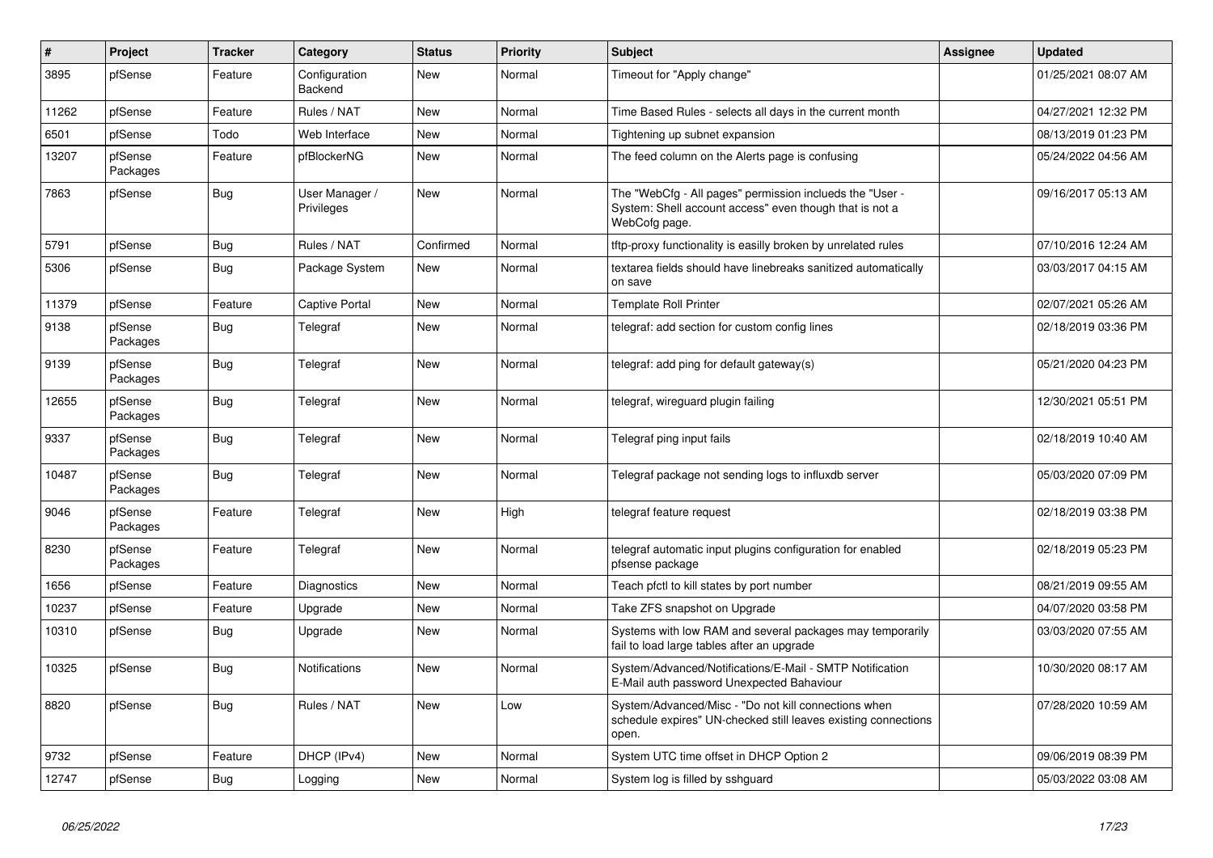| # | Project | Tracker | Category | Status | Priority | Subject | Assignee | Updated |
|---|---|---|---|---|---|---|---|---|
| 3895 | pfSense | Feature | Configuration Backend | New | Normal | Timeout for "Apply change" | | 01/25/2021 08:07 AM |
| 11262 | pfSense | Feature | Rules / NAT | New | Normal | Time Based Rules - selects all days in the current month | | 04/27/2021 12:32 PM |
| 6501 | pfSense | Todo | Web Interface | New | Normal | Tightening up subnet expansion | | 08/13/2019 01:23 PM |
| 13207 | pfSense Packages | Feature | pfBlockerNG | New | Normal | The feed column on the Alerts page is confusing | | 05/24/2022 04:56 AM |
| 7863 | pfSense | Bug | User Manager / Privileges | New | Normal | The "WebCfg - All pages" permission inclueds the "User - System: Shell account access" even though that is not a WebCofg page. | | 09/16/2017 05:13 AM |
| 5791 | pfSense | Bug | Rules / NAT | Confirmed | Normal | tftp-proxy functionality is easilly broken by unrelated rules | | 07/10/2016 12:24 AM |
| 5306 | pfSense | Bug | Package System | New | Normal | textarea fields should have linebreaks sanitized automatically on save | | 03/03/2017 04:15 AM |
| 11379 | pfSense | Feature | Captive Portal | New | Normal | Template Roll Printer | | 02/07/2021 05:26 AM |
| 9138 | pfSense Packages | Bug | Telegraf | New | Normal | telegraf: add section for custom config lines | | 02/18/2019 03:36 PM |
| 9139 | pfSense Packages | Bug | Telegraf | New | Normal | telegraf: add ping for default gateway(s) | | 05/21/2020 04:23 PM |
| 12655 | pfSense Packages | Bug | Telegraf | New | Normal | telegraf, wireguard plugin failing | | 12/30/2021 05:51 PM |
| 9337 | pfSense Packages | Bug | Telegraf | New | Normal | Telegraf ping input fails | | 02/18/2019 10:40 AM |
| 10487 | pfSense Packages | Bug | Telegraf | New | Normal | Telegraf package not sending logs to influxdb server | | 05/03/2020 07:09 PM |
| 9046 | pfSense Packages | Feature | Telegraf | New | High | telegraf feature request | | 02/18/2019 03:38 PM |
| 8230 | pfSense Packages | Feature | Telegraf | New | Normal | telegraf automatic input plugins configuration for enabled pfsense package | | 02/18/2019 05:23 PM |
| 1656 | pfSense | Feature | Diagnostics | New | Normal | Teach pfctl to kill states by port number | | 08/21/2019 09:55 AM |
| 10237 | pfSense | Feature | Upgrade | New | Normal | Take ZFS snapshot on Upgrade | | 04/07/2020 03:58 PM |
| 10310 | pfSense | Bug | Upgrade | New | Normal | Systems with low RAM and several packages may temporarily fail to load large tables after an upgrade | | 03/03/2020 07:55 AM |
| 10325 | pfSense | Bug | Notifications | New | Normal | System/Advanced/Notifications/E-Mail - SMTP Notification E-Mail auth password Unexpected Bahaviour | | 10/30/2020 08:17 AM |
| 8820 | pfSense | Bug | Rules / NAT | New | Low | System/Advanced/Misc - "Do not kill connections when schedule expires" UN-checked still leaves existing connections open. | | 07/28/2020 10:59 AM |
| 9732 | pfSense | Feature | DHCP (IPv4) | New | Normal | System UTC time offset in DHCP Option 2 | | 09/06/2019 08:39 PM |
| 12747 | pfSense | Bug | Logging | New | Normal | System log is filled by sshguard | | 05/03/2022 03:08 AM |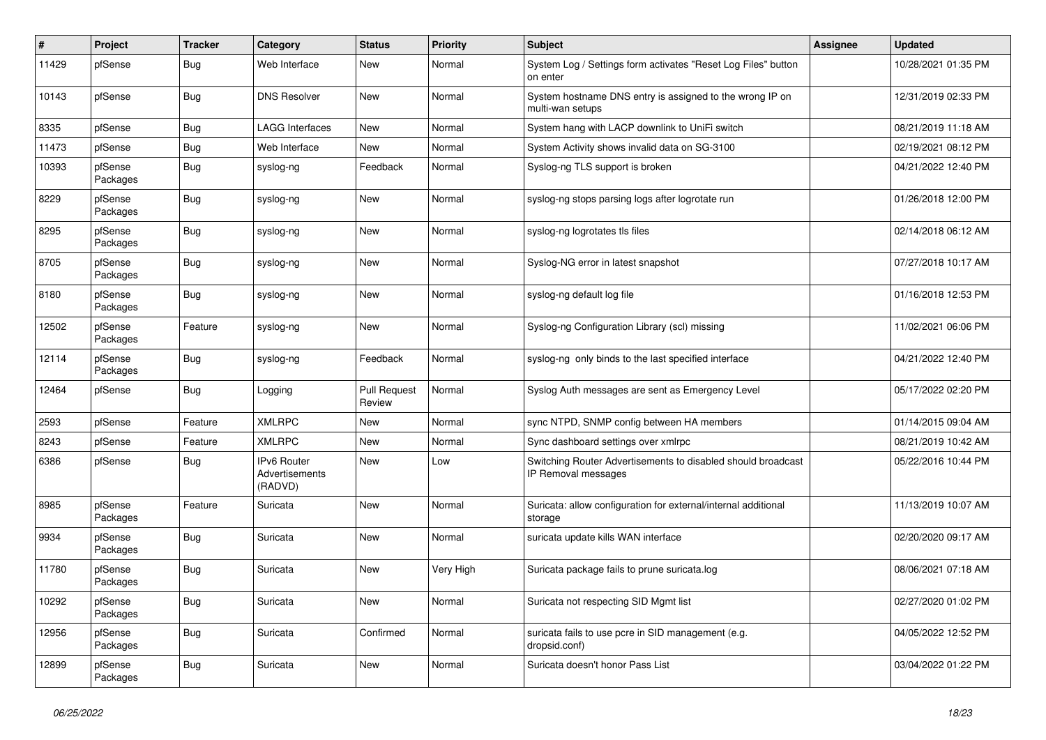| # | Project | Tracker | Category | Status | Priority | Subject | Assignee | Updated |
|---|---|---|---|---|---|---|---|---|
| 11429 | pfSense | Bug | Web Interface | New | Normal | System Log / Settings form activates "Reset Log Files" button on enter | | 10/28/2021 01:35 PM |
| 10143 | pfSense | Bug | DNS Resolver | New | Normal | System hostname DNS entry is assigned to the wrong IP on multi-wan setups | | 12/31/2019 02:33 PM |
| 8335 | pfSense | Bug | LAGG Interfaces | New | Normal | System hang with LACP downlink to UniFi switch | | 08/21/2019 11:18 AM |
| 11473 | pfSense | Bug | Web Interface | New | Normal | System Activity shows invalid data on SG-3100 | | 02/19/2021 08:12 PM |
| 10393 | pfSense Packages | Bug | syslog-ng | Feedback | Normal | Syslog-ng TLS support is broken | | 04/21/2022 12:40 PM |
| 8229 | pfSense Packages | Bug | syslog-ng | New | Normal | syslog-ng stops parsing logs after logrotate run | | 01/26/2018 12:00 PM |
| 8295 | pfSense Packages | Bug | syslog-ng | New | Normal | syslog-ng logrotates tls files | | 02/14/2018 06:12 AM |
| 8705 | pfSense Packages | Bug | syslog-ng | New | Normal | Syslog-NG error in latest snapshot | | 07/27/2018 10:17 AM |
| 8180 | pfSense Packages | Bug | syslog-ng | New | Normal | syslog-ng default log file | | 01/16/2018 12:53 PM |
| 12502 | pfSense Packages | Feature | syslog-ng | New | Normal | Syslog-ng Configuration Library (scl) missing | | 11/02/2021 06:06 PM |
| 12114 | pfSense Packages | Bug | syslog-ng | Feedback | Normal | syslog-ng only binds to the last specified interface | | 04/21/2022 12:40 PM |
| 12464 | pfSense | Bug | Logging | Pull Request Review | Normal | Syslog Auth messages are sent as Emergency Level | | 05/17/2022 02:20 PM |
| 2593 | pfSense | Feature | XMLRPC | New | Normal | sync NTPD, SNMP config between HA members | | 01/14/2015 09:04 AM |
| 8243 | pfSense | Feature | XMLRPC | New | Normal | Sync dashboard settings over xmlrpc | | 08/21/2019 10:42 AM |
| 6386 | pfSense | Bug | IPv6 Router Advertisements (RADVD) | New | Low | Switching Router Advertisements to disabled should broadcast IP Removal messages | | 05/22/2016 10:44 PM |
| 8985 | pfSense Packages | Feature | Suricata | New | Normal | Suricata: allow configuration for external/internal additional storage | | 11/13/2019 10:07 AM |
| 9934 | pfSense Packages | Bug | Suricata | New | Normal | suricata update kills WAN interface | | 02/20/2020 09:17 AM |
| 11780 | pfSense Packages | Bug | Suricata | New | Very High | Suricata package fails to prune suricata.log | | 08/06/2021 07:18 AM |
| 10292 | pfSense Packages | Bug | Suricata | New | Normal | Suricata not respecting SID Mgmt list | | 02/27/2020 01:02 PM |
| 12956 | pfSense Packages | Bug | Suricata | Confirmed | Normal | suricata fails to use pcre in SID management (e.g. dropsid.conf) | | 04/05/2022 12:52 PM |
| 12899 | pfSense Packages | Bug | Suricata | New | Normal | Suricata doesn't honor Pass List | | 03/04/2022 01:22 PM |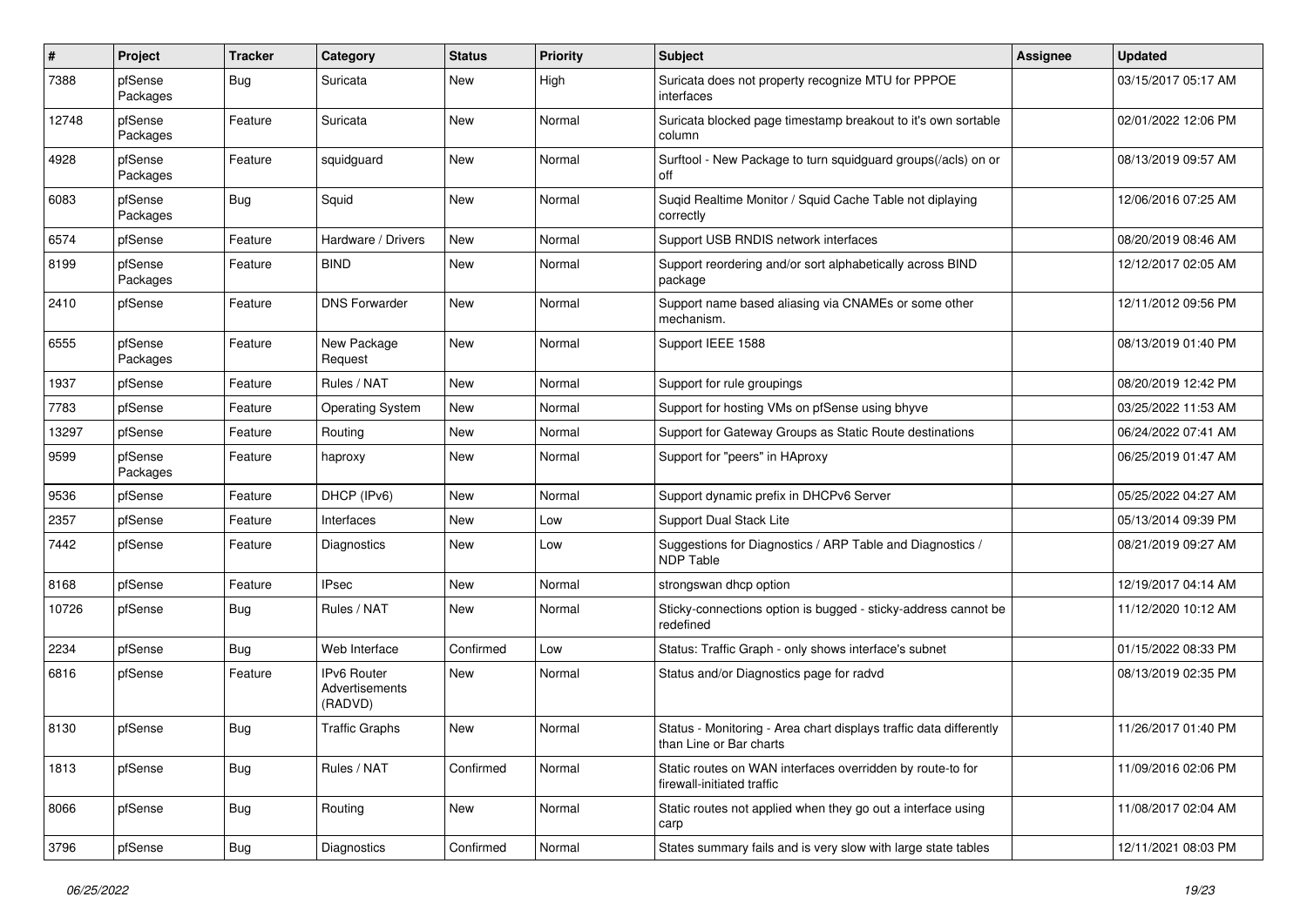| # | Project | Tracker | Category | Status | Priority | Subject | Assignee | Updated |
|---|---|---|---|---|---|---|---|---|
| 7388 | pfSense Packages | Bug | Suricata | New | High | Suricata does not property recognize MTU for PPPOE interfaces | | 03/15/2017 05:17 AM |
| 12748 | pfSense Packages | Feature | Suricata | New | Normal | Suricata blocked page timestamp breakout to it's own sortable column | | 02/01/2022 12:06 PM |
| 4928 | pfSense Packages | Feature | squidguard | New | Normal | Surftool - New Package to turn squidguard groups(/acls) on or off | | 08/13/2019 09:57 AM |
| 6083 | pfSense Packages | Bug | Squid | New | Normal | Suqid Realtime Monitor / Squid Cache Table not diplaying correctly | | 12/06/2016 07:25 AM |
| 6574 | pfSense | Feature | Hardware / Drivers | New | Normal | Support USB RNDIS network interfaces | | 08/20/2019 08:46 AM |
| 8199 | pfSense Packages | Feature | BIND | New | Normal | Support reordering and/or sort alphabetically across BIND package | | 12/12/2017 02:05 AM |
| 2410 | pfSense | Feature | DNS Forwarder | New | Normal | Support name based aliasing via CNAMEs or some other mechanism. | | 12/11/2012 09:56 PM |
| 6555 | pfSense Packages | Feature | New Package Request | New | Normal | Support IEEE 1588 | | 08/13/2019 01:40 PM |
| 1937 | pfSense | Feature | Rules / NAT | New | Normal | Support for rule groupings | | 08/20/2019 12:42 PM |
| 7783 | pfSense | Feature | Operating System | New | Normal | Support for hosting VMs on pfSense using bhyve | | 03/25/2022 11:53 AM |
| 13297 | pfSense | Feature | Routing | New | Normal | Support for Gateway Groups as Static Route destinations | | 06/24/2022 07:41 AM |
| 9599 | pfSense Packages | Feature | haproxy | New | Normal | Support for "peers" in HAproxy | | 06/25/2019 01:47 AM |
| 9536 | pfSense | Feature | DHCP (IPv6) | New | Normal | Support dynamic prefix in DHCPv6 Server | | 05/25/2022 04:27 AM |
| 2357 | pfSense | Feature | Interfaces | New | Low | Support Dual Stack Lite | | 05/13/2014 09:39 PM |
| 7442 | pfSense | Feature | Diagnostics | New | Low | Suggestions for Diagnostics / ARP Table and Diagnostics / NDP Table | | 08/21/2019 09:27 AM |
| 8168 | pfSense | Feature | IPsec | New | Normal | strongswan dhcp option | | 12/19/2017 04:14 AM |
| 10726 | pfSense | Bug | Rules / NAT | New | Normal | Sticky-connections option is bugged - sticky-address cannot be redefined | | 11/12/2020 10:12 AM |
| 2234 | pfSense | Bug | Web Interface | Confirmed | Low | Status: Traffic Graph - only shows interface's subnet | | 01/15/2022 08:33 PM |
| 6816 | pfSense | Feature | IPv6 Router Advertisements (RADVD) | New | Normal | Status and/or Diagnostics page for radvd | | 08/13/2019 02:35 PM |
| 8130 | pfSense | Bug | Traffic Graphs | New | Normal | Status - Monitoring - Area chart displays traffic data differently than Line or Bar charts | | 11/26/2017 01:40 PM |
| 1813 | pfSense | Bug | Rules / NAT | Confirmed | Normal | Static routes on WAN interfaces overridden by route-to for firewall-initiated traffic | | 11/09/2016 02:06 PM |
| 8066 | pfSense | Bug | Routing | New | Normal | Static routes not applied when they go out a interface using carp | | 11/08/2017 02:04 AM |
| 3796 | pfSense | Bug | Diagnostics | Confirmed | Normal | States summary fails and is very slow with large state tables | | 12/11/2021 08:03 PM |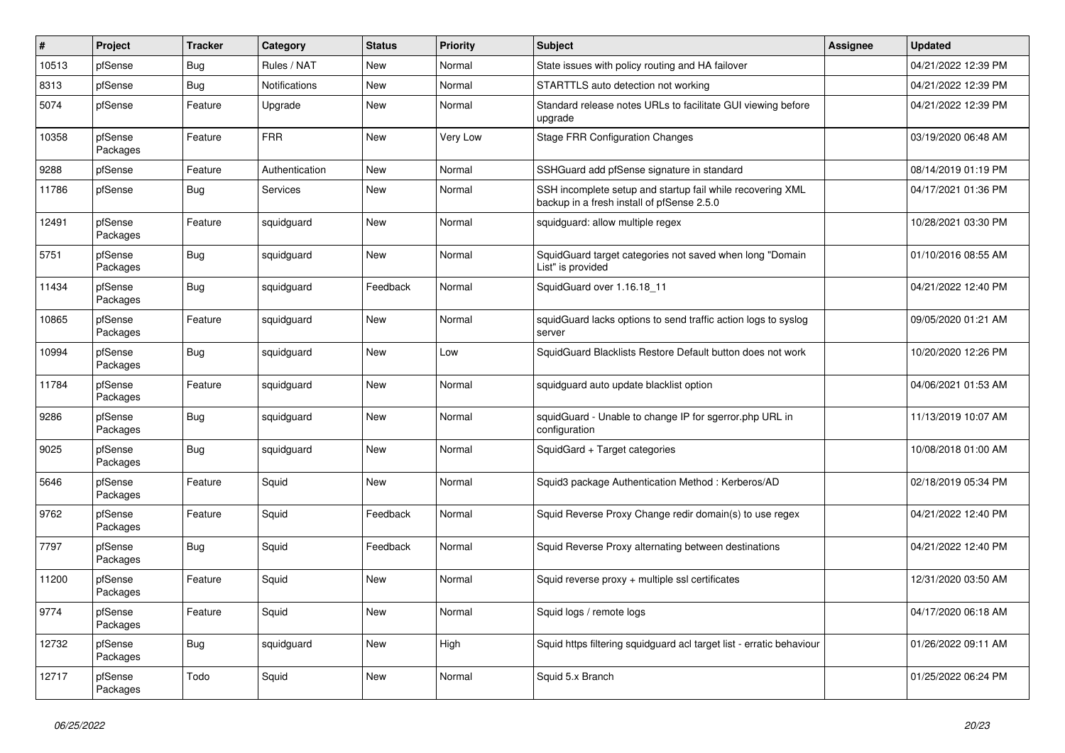| # | Project | Tracker | Category | Status | Priority | Subject | Assignee | Updated |
|---|---|---|---|---|---|---|---|---|
| 10513 | pfSense | Bug | Rules / NAT | New | Normal | State issues with policy routing and HA failover | | 04/21/2022 12:39 PM |
| 8313 | pfSense | Bug | Notifications | New | Normal | STARTTLS auto detection not working | | 04/21/2022 12:39 PM |
| 5074 | pfSense | Feature | Upgrade | New | Normal | Standard release notes URLs to facilitate GUI viewing before upgrade | | 04/21/2022 12:39 PM |
| 10358 | pfSense Packages | Feature | FRR | New | Very Low | Stage FRR Configuration Changes | | 03/19/2020 06:48 AM |
| 9288 | pfSense | Feature | Authentication | New | Normal | SSHGuard add pfSense signature in standard | | 08/14/2019 01:19 PM |
| 11786 | pfSense | Bug | Services | New | Normal | SSH incomplete setup and startup fail while recovering XML backup in a fresh install of pfSense 2.5.0 | | 04/17/2021 01:36 PM |
| 12491 | pfSense Packages | Feature | squidguard | New | Normal | squidguard: allow multiple regex | | 10/28/2021 03:30 PM |
| 5751 | pfSense Packages | Bug | squidguard | New | Normal | SquidGuard target categories not saved when long "Domain List" is provided | | 01/10/2016 08:55 AM |
| 11434 | pfSense Packages | Bug | squidguard | Feedback | Normal | SquidGuard over 1.16.18_11 | | 04/21/2022 12:40 PM |
| 10865 | pfSense Packages | Feature | squidguard | New | Normal | squidGuard lacks options to send traffic action logs to syslog server | | 09/05/2020 01:21 AM |
| 10994 | pfSense Packages | Bug | squidguard | New | Low | SquidGuard Blacklists Restore Default button does not work | | 10/20/2020 12:26 PM |
| 11784 | pfSense Packages | Feature | squidguard | New | Normal | squidguard auto update blacklist option | | 04/06/2021 01:53 AM |
| 9286 | pfSense Packages | Bug | squidguard | New | Normal | squidGuard - Unable to change IP for sgerror.php URL in configuration | | 11/13/2019 10:07 AM |
| 9025 | pfSense Packages | Bug | squidguard | New | Normal | SquidGard + Target categories | | 10/08/2018 01:00 AM |
| 5646 | pfSense Packages | Feature | Squid | New | Normal | Squid3 package Authentication Method : Kerberos/AD | | 02/18/2019 05:34 PM |
| 9762 | pfSense Packages | Feature | Squid | Feedback | Normal | Squid Reverse Proxy Change redir domain(s) to use regex | | 04/21/2022 12:40 PM |
| 7797 | pfSense Packages | Bug | Squid | Feedback | Normal | Squid Reverse Proxy alternating between destinations | | 04/21/2022 12:40 PM |
| 11200 | pfSense Packages | Feature | Squid | New | Normal | Squid reverse proxy + multiple ssl certificates | | 12/31/2020 03:50 AM |
| 9774 | pfSense Packages | Feature | Squid | New | Normal | Squid logs / remote logs | | 04/17/2020 06:18 AM |
| 12732 | pfSense Packages | Bug | squidguard | New | High | Squid https filtering squidguard acl target list - erratic behaviour | | 01/26/2022 09:11 AM |
| 12717 | pfSense Packages | Todo | Squid | New | Normal | Squid 5.x Branch | | 01/25/2022 06:24 PM |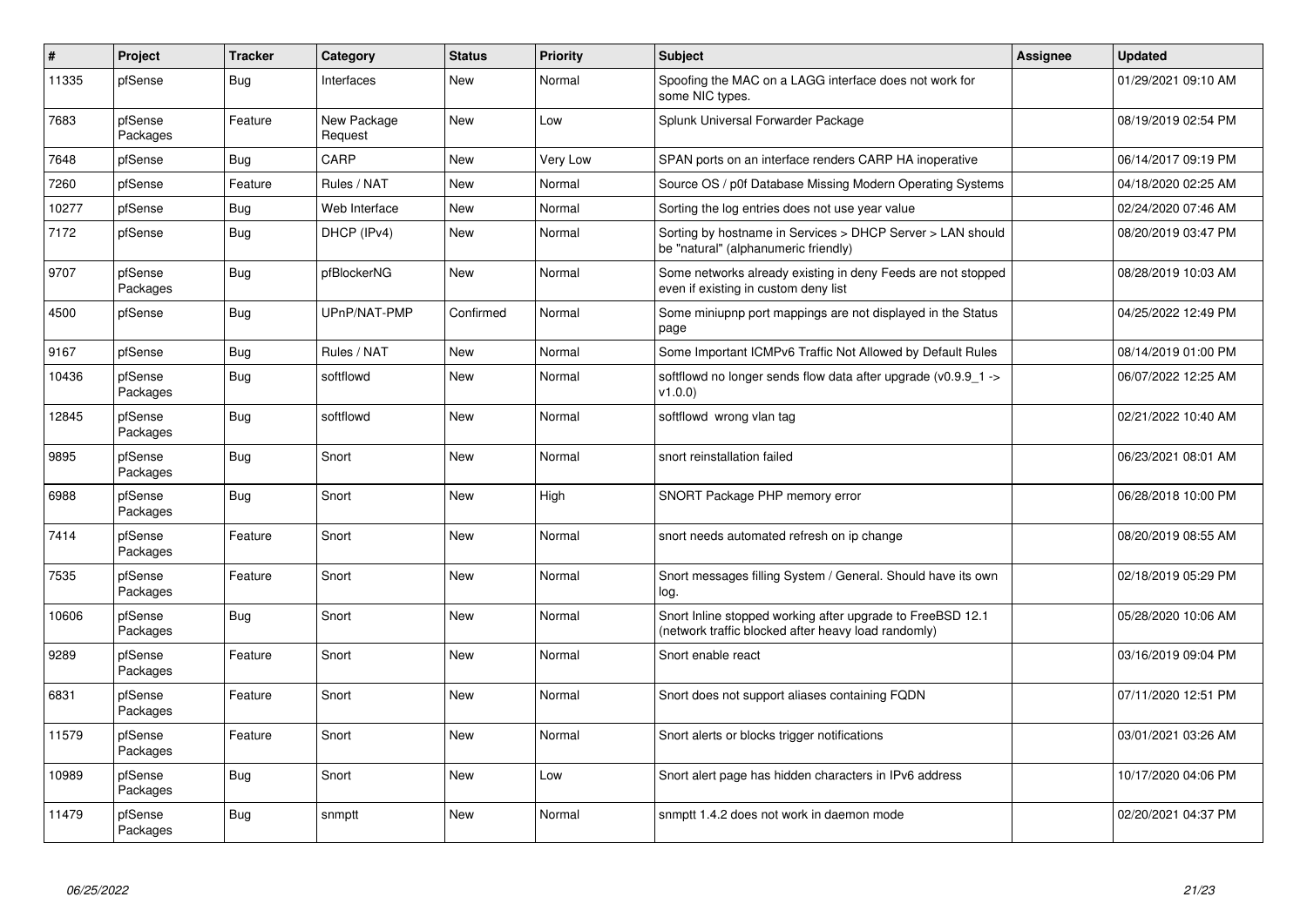| # | Project | Tracker | Category | Status | Priority | Subject | Assignee | Updated |
|---|---|---|---|---|---|---|---|---|
| 11335 | pfSense | Bug | Interfaces | New | Normal | Spoofing the MAC on a LAGG interface does not work for some NIC types. | | 01/29/2021 09:10 AM |
| 7683 | pfSense Packages | Feature | New Package Request | New | Low | Splunk Universal Forwarder Package | | 08/19/2019 02:54 PM |
| 7648 | pfSense | Bug | CARP | New | Very Low | SPAN ports on an interface renders CARP HA inoperative | | 06/14/2017 09:19 PM |
| 7260 | pfSense | Feature | Rules / NAT | New | Normal | Source OS / p0f Database Missing Modern Operating Systems | | 04/18/2020 02:25 AM |
| 10277 | pfSense | Bug | Web Interface | New | Normal | Sorting the log entries does not use year value | | 02/24/2020 07:46 AM |
| 7172 | pfSense | Bug | DHCP (IPv4) | New | Normal | Sorting by hostname in Services > DHCP Server > LAN should be "natural" (alphanumeric friendly) | | 08/20/2019 03:47 PM |
| 9707 | pfSense Packages | Bug | pfBlockerNG | New | Normal | Some networks already existing in deny Feeds are not stopped even if existing in custom deny list | | 08/28/2019 10:03 AM |
| 4500 | pfSense | Bug | UPnP/NAT-PMP | Confirmed | Normal | Some miniupnp port mappings are not displayed in the Status page | | 04/25/2022 12:49 PM |
| 9167 | pfSense | Bug | Rules / NAT | New | Normal | Some Important ICMPv6 Traffic Not Allowed by Default Rules | | 08/14/2019 01:00 PM |
| 10436 | pfSense Packages | Bug | softflowd | New | Normal | softflowd no longer sends flow data after upgrade (v0.9.9_1 -> v1.0.0) | | 06/07/2022 12:25 AM |
| 12845 | pfSense Packages | Bug | softflowd | New | Normal | softflowd wrong vlan tag | | 02/21/2022 10:40 AM |
| 9895 | pfSense Packages | Bug | Snort | New | Normal | snort reinstallation failed | | 06/23/2021 08:01 AM |
| 6988 | pfSense Packages | Bug | Snort | New | High | SNORT Package PHP memory error | | 06/28/2018 10:00 PM |
| 7414 | pfSense Packages | Feature | Snort | New | Normal | snort needs automated refresh on ip change | | 08/20/2019 08:55 AM |
| 7535 | pfSense Packages | Feature | Snort | New | Normal | Snort messages filling System / General. Should have its own log. | | 02/18/2019 05:29 PM |
| 10606 | pfSense Packages | Bug | Snort | New | Normal | Snort Inline stopped working after upgrade to FreeBSD 12.1 (network traffic blocked after heavy load randomly) | | 05/28/2020 10:06 AM |
| 9289 | pfSense Packages | Feature | Snort | New | Normal | Snort enable react | | 03/16/2019 09:04 PM |
| 6831 | pfSense Packages | Feature | Snort | New | Normal | Snort does not support aliases containing FQDN | | 07/11/2020 12:51 PM |
| 11579 | pfSense Packages | Feature | Snort | New | Normal | Snort alerts or blocks trigger notifications | | 03/01/2021 03:26 AM |
| 10989 | pfSense Packages | Bug | Snort | New | Low | Snort alert page has hidden characters in IPv6 address | | 10/17/2020 04:06 PM |
| 11479 | pfSense Packages | Bug | snmptt | New | Normal | snmptt 1.4.2 does not work in daemon mode | | 02/20/2021 04:37 PM |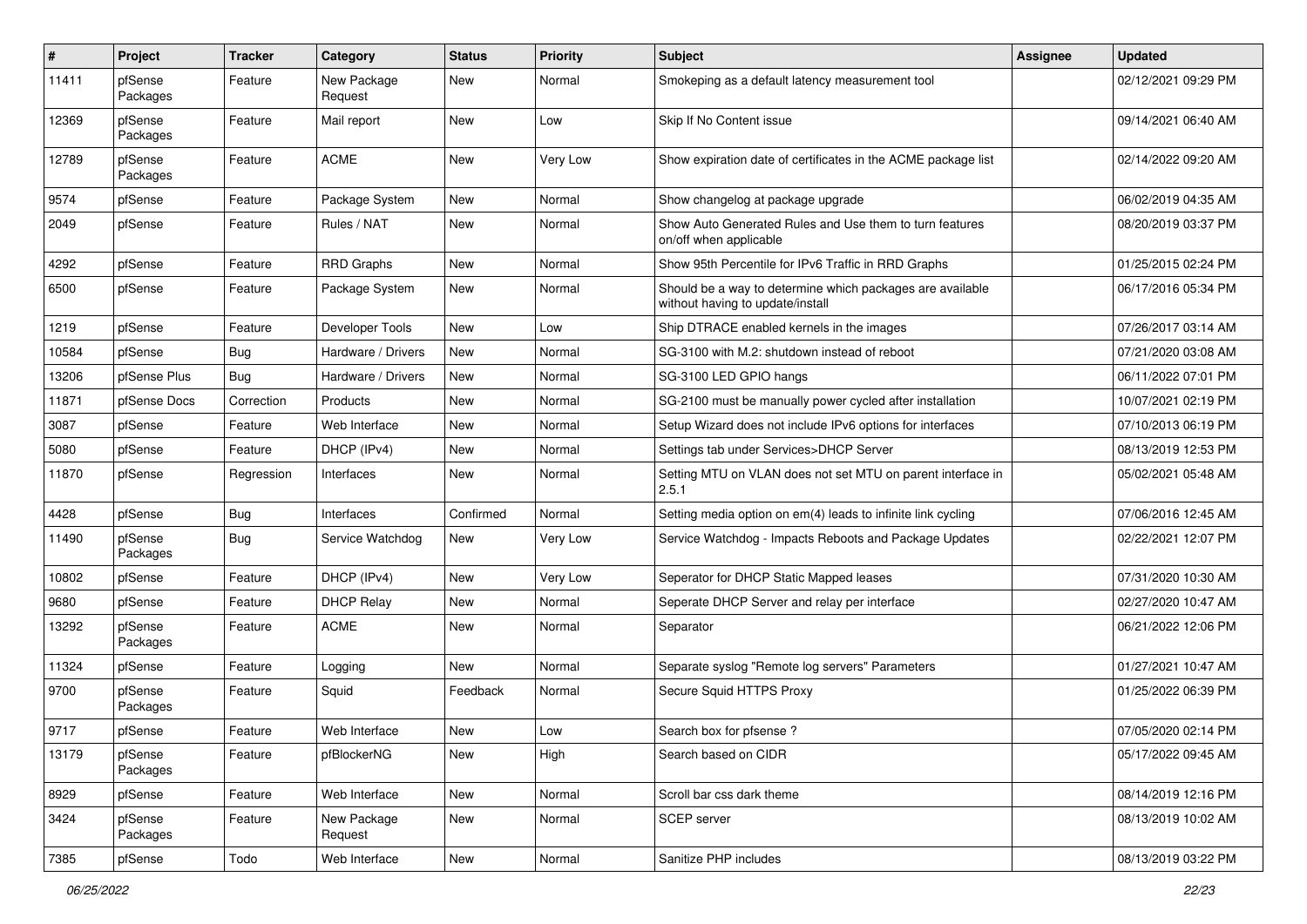| # | Project | Tracker | Category | Status | Priority | Subject | Assignee | Updated |
|---|---|---|---|---|---|---|---|---|
| 11411 | pfSense Packages | Feature | New Package Request | New | Normal | Smokeping as a default latency measurement tool | | 02/12/2021 09:29 PM |
| 12369 | pfSense Packages | Feature | Mail report | New | Low | Skip If No Content issue | | 09/14/2021 06:40 AM |
| 12789 | pfSense Packages | Feature | ACME | New | Very Low | Show expiration date of certificates in the ACME package list | | 02/14/2022 09:20 AM |
| 9574 | pfSense | Feature | Package System | New | Normal | Show changelog at package upgrade | | 06/02/2019 04:35 AM |
| 2049 | pfSense | Feature | Rules / NAT | New | Normal | Show Auto Generated Rules and Use them to turn features on/off when applicable | | 08/20/2019 03:37 PM |
| 4292 | pfSense | Feature | RRD Graphs | New | Normal | Show 95th Percentile for IPv6 Traffic in RRD Graphs | | 01/25/2015 02:24 PM |
| 6500 | pfSense | Feature | Package System | New | Normal | Should be a way to determine which packages are available without having to update/install | | 06/17/2016 05:34 PM |
| 1219 | pfSense | Feature | Developer Tools | New | Low | Ship DTRACE enabled kernels in the images | | 07/26/2017 03:14 AM |
| 10584 | pfSense | Bug | Hardware / Drivers | New | Normal | SG-3100 with M.2: shutdown instead of reboot | | 07/21/2020 03:08 AM |
| 13206 | pfSense Plus | Bug | Hardware / Drivers | New | Normal | SG-3100 LED GPIO hangs | | 06/11/2022 07:01 PM |
| 11871 | pfSense Docs | Correction | Products | New | Normal | SG-2100 must be manually power cycled after installation | | 10/07/2021 02:19 PM |
| 3087 | pfSense | Feature | Web Interface | New | Normal | Setup Wizard does not include IPv6 options for interfaces | | 07/10/2013 06:19 PM |
| 5080 | pfSense | Feature | DHCP (IPv4) | New | Normal | Settings tab under Services>DHCP Server | | 08/13/2019 12:53 PM |
| 11870 | pfSense | Regression | Interfaces | New | Normal | Setting MTU on VLAN does not set MTU on parent interface in 2.5.1 | | 05/02/2021 05:48 AM |
| 4428 | pfSense | Bug | Interfaces | Confirmed | Normal | Setting media option on em(4) leads to infinite link cycling | | 07/06/2016 12:45 AM |
| 11490 | pfSense Packages | Bug | Service Watchdog | New | Very Low | Service Watchdog - Impacts Reboots and Package Updates | | 02/22/2021 12:07 PM |
| 10802 | pfSense | Feature | DHCP (IPv4) | New | Very Low | Seperator for DHCP Static Mapped leases | | 07/31/2020 10:30 AM |
| 9680 | pfSense | Feature | DHCP Relay | New | Normal | Seperate DHCP Server and relay per interface | | 02/27/2020 10:47 AM |
| 13292 | pfSense Packages | Feature | ACME | New | Normal | Separator | | 06/21/2022 12:06 PM |
| 11324 | pfSense | Feature | Logging | New | Normal | Separate syslog "Remote log servers" Parameters | | 01/27/2021 10:47 AM |
| 9700 | pfSense Packages | Feature | Squid | Feedback | Normal | Secure Squid HTTPS Proxy | | 01/25/2022 06:39 PM |
| 9717 | pfSense | Feature | Web Interface | New | Low | Search box for pfsense ? | | 07/05/2020 02:14 PM |
| 13179 | pfSense Packages | Feature | pfBlockerNG | New | High | Search based on CIDR | | 05/17/2022 09:45 AM |
| 8929 | pfSense | Feature | Web Interface | New | Normal | Scroll bar css dark theme | | 08/14/2019 12:16 PM |
| 3424 | pfSense Packages | Feature | New Package Request | New | Normal | SCEP server | | 08/13/2019 10:02 AM |
| 7385 | pfSense | Todo | Web Interface | New | Normal | Sanitize PHP includes | | 08/13/2019 03:22 PM |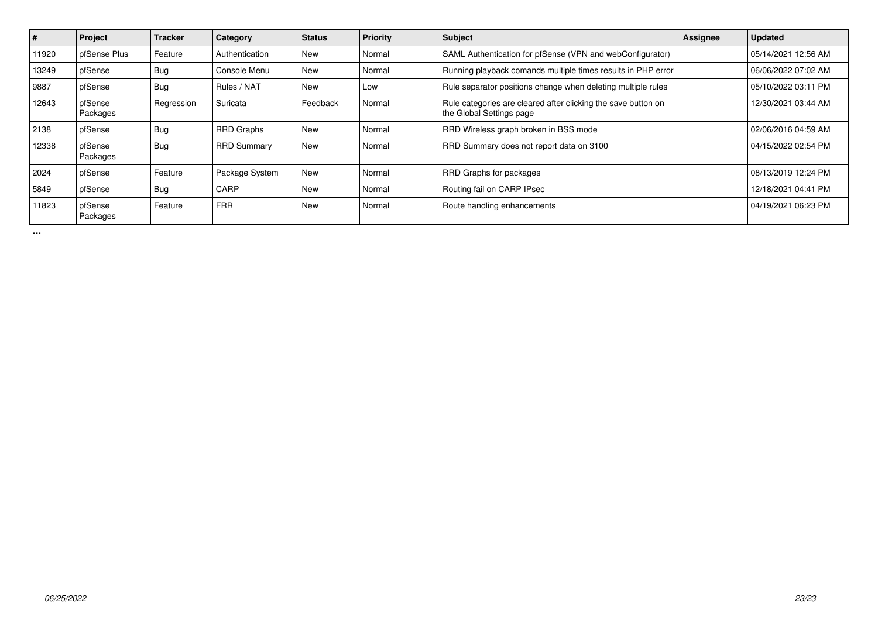| # | Project | Tracker | Category | Status | Priority | Subject | Assignee | Updated |
|---|---|---|---|---|---|---|---|---|
| 11920 | pfSense Plus | Feature | Authentication | New | Normal | SAML Authentication for pfSense (VPN and webConfigurator) | | 05/14/2021 12:56 AM |
| 13249 | pfSense | Bug | Console Menu | New | Normal | Running playback comands multiple times results in PHP error | | 06/06/2022 07:02 AM |
| 9887 | pfSense | Bug | Rules / NAT | New | Low | Rule separator positions change when deleting multiple rules | | 05/10/2022 03:11 PM |
| 12643 | pfSense Packages | Regression | Suricata | Feedback | Normal | Rule categories are cleared after clicking the save button on the Global Settings page | | 12/30/2021 03:44 AM |
| 2138 | pfSense | Bug | RRD Graphs | New | Normal | RRD Wireless graph broken in BSS mode | | 02/06/2016 04:59 AM |
| 12338 | pfSense Packages | Bug | RRD Summary | New | Normal | RRD Summary does not report data on 3100 | | 04/15/2022 02:54 PM |
| 2024 | pfSense | Feature | Package System | New | Normal | RRD Graphs for packages | | 08/13/2019 12:24 PM |
| 5849 | pfSense | Bug | CARP | New | Normal | Routing fail on CARP IPsec | | 12/18/2021 04:41 PM |
| 11823 | pfSense Packages | Feature | FRR | New | Normal | Route handling enhancements | | 04/19/2021 06:23 PM |

...